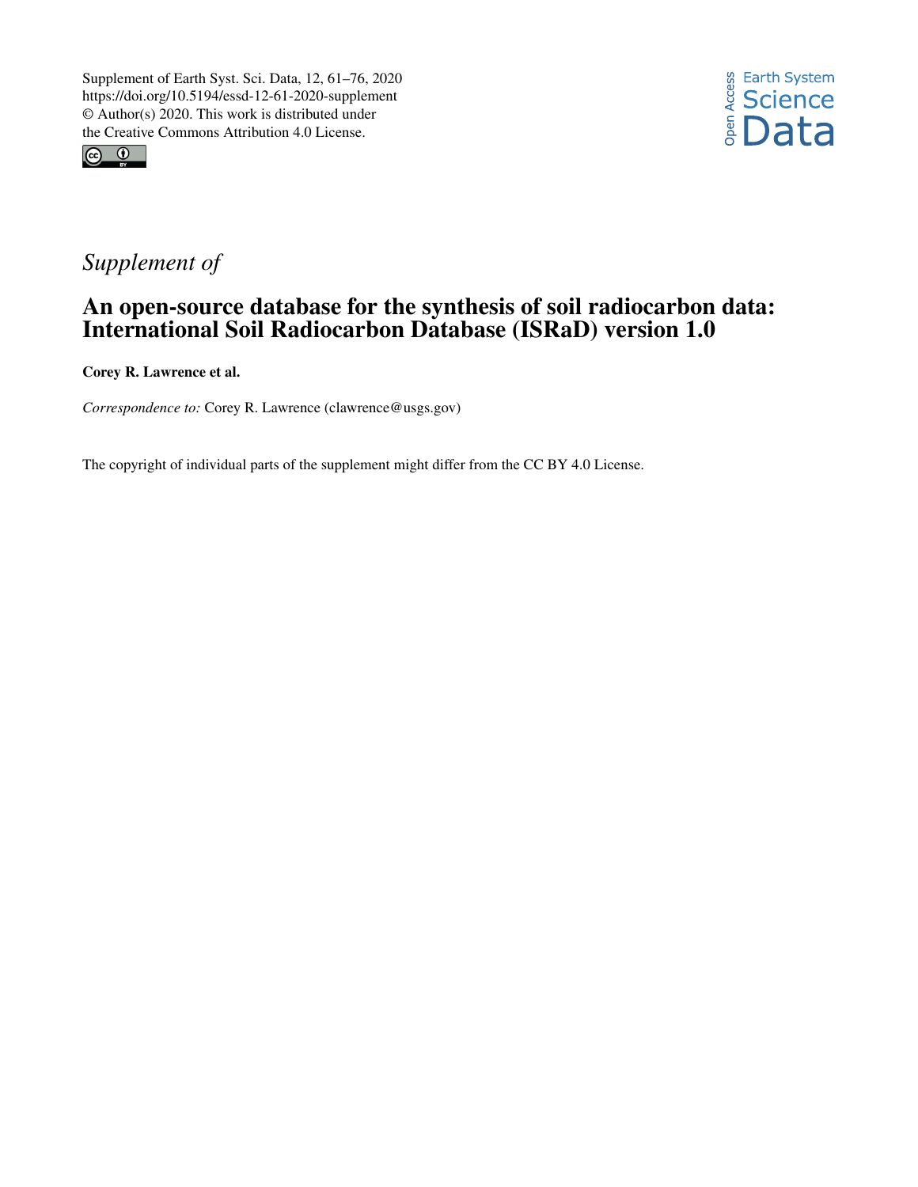Supplement of Earth Syst. Sci. Data, 12, 61–76, 2020
https://doi.org/10.5194/essd-12-61-2020-supplement
© Author(s) 2020. This work is distributed under
the Creative Commons Attribution 4.0 License.

*Supplement of*

# An open-source database for the synthesis of soil radiocarbon data: International Soil Radiocarbon Database (ISRaD) version 1.0

**Corey R. Lawrence et al.**

*Correspondence to:* Corey R. Lawrence (clawrence@usgs.gov)

The copyright of individual parts of the supplement might differ from the CC BY 4.0 License.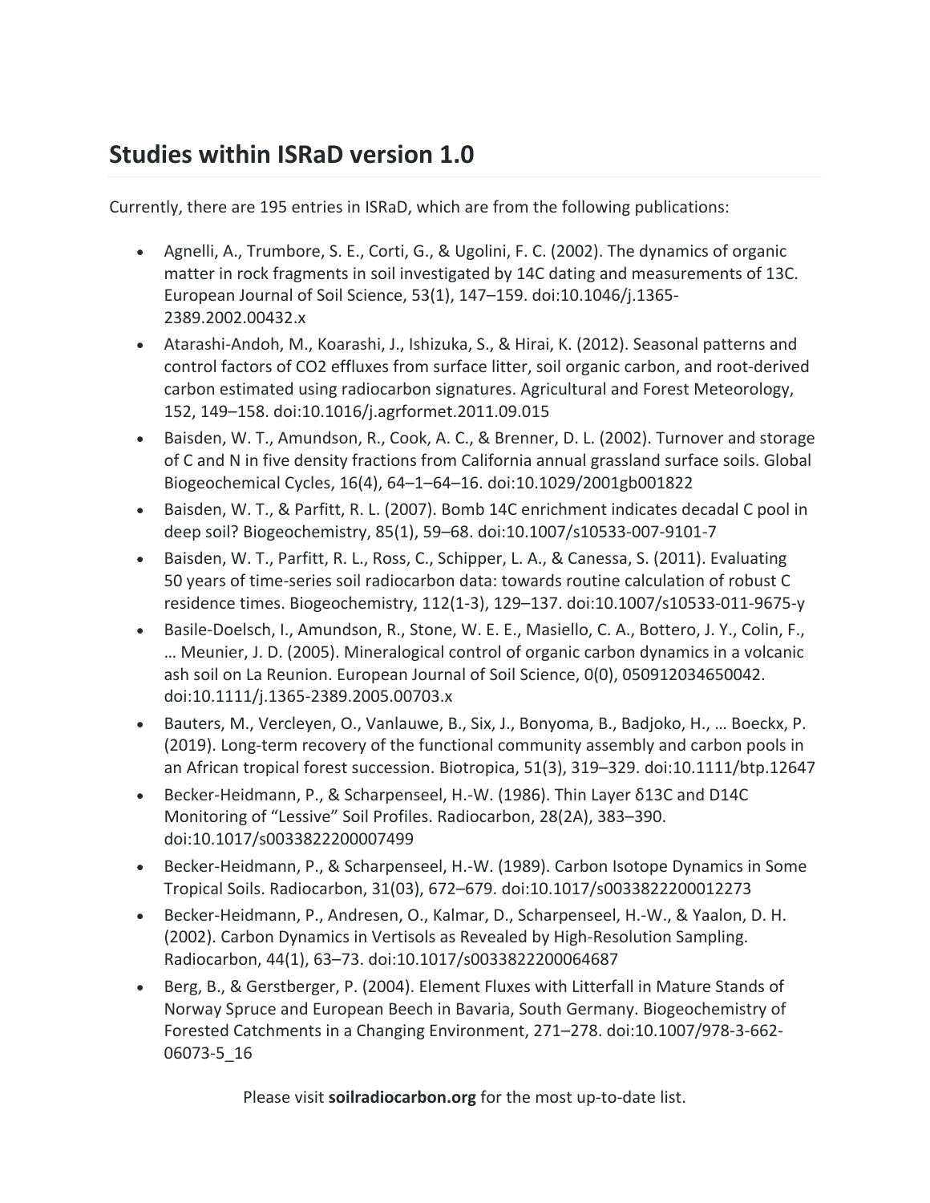## Studies within ISRaD version 1.0

Currently, there are 195 entries in ISRaD, which are from the following publications:

- Agnelli, A., Trumbore, S. E., Corti, G., & Ugolini, F. C. (2002). The dynamics of organic matter in rock fragments in soil investigated by 14C dating and measurements of 13C. European Journal of Soil Science, 53(1), 147–159. doi:10.1046/j.1365-2389.2002.00432.x
- Atarashi-Andoh, M., Koarashi, J., Ishizuka, S., & Hirai, K. (2012). Seasonal patterns and control factors of CO2 effluxes from surface litter, soil organic carbon, and root-derived carbon estimated using radiocarbon signatures. Agricultural and Forest Meteorology, 152, 149–158. doi:10.1016/j.agrformet.2011.09.015
- Baisden, W. T., Amundson, R., Cook, A. C., & Brenner, D. L. (2002). Turnover and storage of C and N in five density fractions from California annual grassland surface soils. Global Biogeochemical Cycles, 16(4), 64–1–64–16. doi:10.1029/2001gb001822
- Baisden, W. T., & Parfitt, R. L. (2007). Bomb 14C enrichment indicates decadal C pool in deep soil? Biogeochemistry, 85(1), 59–68. doi:10.1007/s10533-007-9101-7
- Baisden, W. T., Parfitt, R. L., Ross, C., Schipper, L. A., & Canessa, S. (2011). Evaluating 50 years of time-series soil radiocarbon data: towards routine calculation of robust C residence times. Biogeochemistry, 112(1-3), 129–137. doi:10.1007/s10533-011-9675-y
- Basile-Doelsch, I., Amundson, R., Stone, W. E. E., Masiello, C. A., Bottero, J. Y., Colin, F., … Meunier, J. D. (2005). Mineralogical control of organic carbon dynamics in a volcanic ash soil on La Reunion. European Journal of Soil Science, 0(0), 050912034650042. doi:10.1111/j.1365-2389.2005.00703.x
- Bauters, M., Vercleyen, O., Vanlauwe, B., Six, J., Bonyoma, B., Badjoko, H., … Boeckx, P. (2019). Long-term recovery of the functional community assembly and carbon pools in an African tropical forest succession. Biotropica, 51(3), 319–329. doi:10.1111/btp.12647
- Becker-Heidmann, P., & Scharpenseel, H.-W. (1986). Thin Layer δ13C and D14C Monitoring of "Lessive" Soil Profiles. Radiocarbon, 28(2A), 383–390. doi:10.1017/s0033822200007499
- Becker-Heidmann, P., & Scharpenseel, H.-W. (1989). Carbon Isotope Dynamics in Some Tropical Soils. Radiocarbon, 31(03), 672–679. doi:10.1017/s0033822200012273
- Becker-Heidmann, P., Andresen, O., Kalmar, D., Scharpenseel, H.-W., & Yaalon, D. H. (2002). Carbon Dynamics in Vertisols as Revealed by High-Resolution Sampling. Radiocarbon, 44(1), 63–73. doi:10.1017/s0033822200064687
- Berg, B., & Gerstberger, P. (2004). Element Fluxes with Litterfall in Mature Stands of Norway Spruce and European Beech in Bavaria, South Germany. Biogeochemistry of Forested Catchments in a Changing Environment, 271–278. doi:10.1007/978-3-662-06073-5_16

Please visit **soilradiocarbon.org** for the most up-to-date list.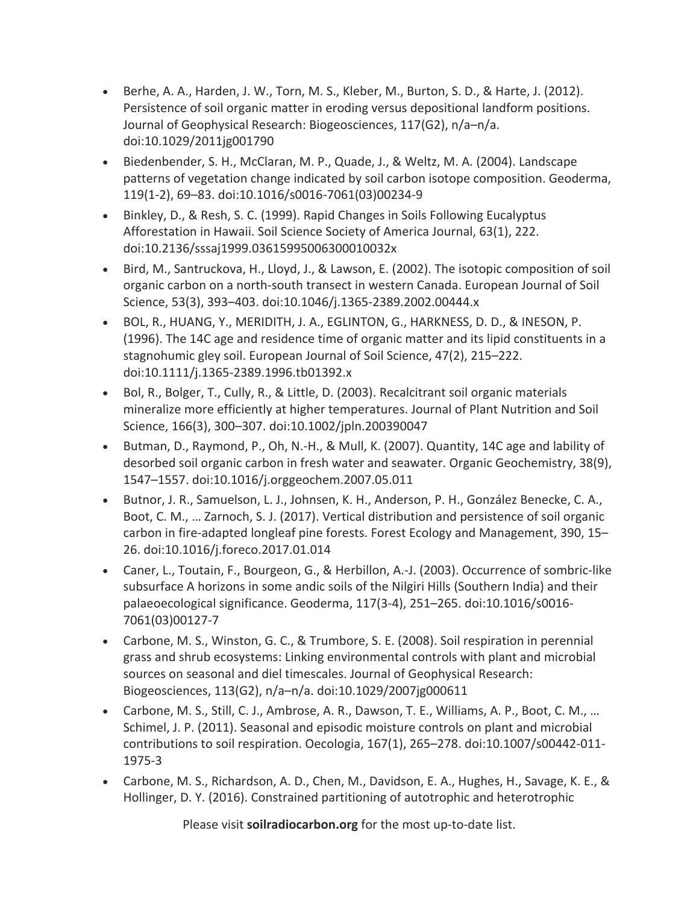- Berhe, A. A., Harden, J. W., Torn, M. S., Kleber, M., Burton, S. D., & Harte, J. (2012). Persistence of soil organic matter in eroding versus depositional landform positions. Journal of Geophysical Research: Biogeosciences, 117(G2), n/a–n/a. doi:10.1029/2011jg001790
- Biedenbender, S. H., McClaran, M. P., Quade, J., & Weltz, M. A. (2004). Landscape patterns of vegetation change indicated by soil carbon isotope composition. Geoderma, 119(1-2), 69–83. doi:10.1016/s0016-7061(03)00234-9
- Binkley, D., & Resh, S. C. (1999). Rapid Changes in Soils Following Eucalyptus Afforestation in Hawaii. Soil Science Society of America Journal, 63(1), 222. doi:10.2136/sssaj1999.03615995006300010032x
- Bird, M., Santruckova, H., Lloyd, J., & Lawson, E. (2002). The isotopic composition of soil organic carbon on a north-south transect in western Canada. European Journal of Soil Science, 53(3), 393–403. doi:10.1046/j.1365-2389.2002.00444.x
- BOL, R., HUANG, Y., MERIDITH, J. A., EGLINTON, G., HARKNESS, D. D., & INESON, P. (1996). The 14C age and residence time of organic matter and its lipid constituents in a stagnohumic gley soil. European Journal of Soil Science, 47(2), 215–222. doi:10.1111/j.1365-2389.1996.tb01392.x
- Bol, R., Bolger, T., Cully, R., & Little, D. (2003). Recalcitrant soil organic materials mineralize more efficiently at higher temperatures. Journal of Plant Nutrition and Soil Science, 166(3), 300–307. doi:10.1002/jpln.200390047
- Butman, D., Raymond, P., Oh, N.-H., & Mull, K. (2007). Quantity, 14C age and lability of desorbed soil organic carbon in fresh water and seawater. Organic Geochemistry, 38(9), 1547–1557. doi:10.1016/j.orggeochem.2007.05.011
- Butnor, J. R., Samuelson, L. J., Johnsen, K. H., Anderson, P. H., González Benecke, C. A., Boot, C. M., … Zarnoch, S. J. (2017). Vertical distribution and persistence of soil organic carbon in fire-adapted longleaf pine forests. Forest Ecology and Management, 390, 15–26. doi:10.1016/j.foreco.2017.01.014
- Caner, L., Toutain, F., Bourgeon, G., & Herbillon, A.-J. (2003). Occurrence of sombric-like subsurface A horizons in some andic soils of the Nilgiri Hills (Southern India) and their palaeoecological significance. Geoderma, 117(3-4), 251–265. doi:10.1016/s0016-7061(03)00127-7
- Carbone, M. S., Winston, G. C., & Trumbore, S. E. (2008). Soil respiration in perennial grass and shrub ecosystems: Linking environmental controls with plant and microbial sources on seasonal and diel timescales. Journal of Geophysical Research: Biogeosciences, 113(G2), n/a–n/a. doi:10.1029/2007jg000611
- Carbone, M. S., Still, C. J., Ambrose, A. R., Dawson, T. E., Williams, A. P., Boot, C. M., … Schimel, J. P. (2011). Seasonal and episodic moisture controls on plant and microbial contributions to soil respiration. Oecologia, 167(1), 265–278. doi:10.1007/s00442-011-1975-3
- Carbone, M. S., Richardson, A. D., Chen, M., Davidson, E. A., Hughes, H., Savage, K. E., & Hollinger, D. Y. (2016). Constrained partitioning of autotrophic and heterotrophic

Please visit **soilradiocarbon.org** for the most up-to-date list.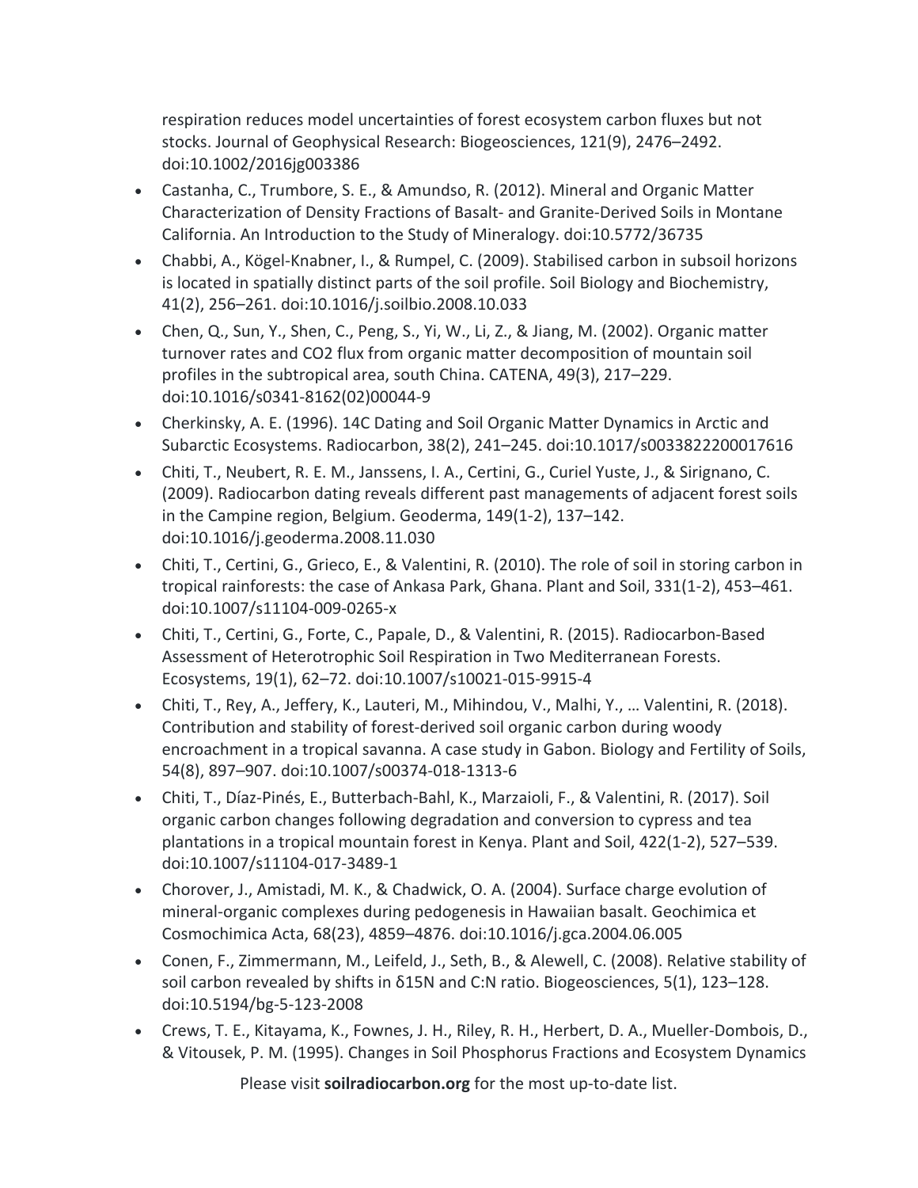respiration reduces model uncertainties of forest ecosystem carbon fluxes but not stocks. Journal of Geophysical Research: Biogeosciences, 121(9), 2476–2492. doi:10.1002/2016jg003386

- Castanha, C., Trumbore, S. E., & Amundso, R. (2012). Mineral and Organic Matter Characterization of Density Fractions of Basalt- and Granite-Derived Soils in Montane California. An Introduction to the Study of Mineralogy. doi:10.5772/36735
- Chabbi, A., Kögel-Knabner, I., & Rumpel, C. (2009). Stabilised carbon in subsoil horizons is located in spatially distinct parts of the soil profile. Soil Biology and Biochemistry, 41(2), 256–261. doi:10.1016/j.soilbio.2008.10.033
- Chen, Q., Sun, Y., Shen, C., Peng, S., Yi, W., Li, Z., & Jiang, M. (2002). Organic matter turnover rates and CO2 flux from organic matter decomposition of mountain soil profiles in the subtropical area, south China. CATENA, 49(3), 217–229. doi:10.1016/s0341-8162(02)00044-9
- Cherkinsky, A. E. (1996). 14C Dating and Soil Organic Matter Dynamics in Arctic and Subarctic Ecosystems. Radiocarbon, 38(2), 241–245. doi:10.1017/s0033822200017616
- Chiti, T., Neubert, R. E. M., Janssens, I. A., Certini, G., Curiel Yuste, J., & Sirignano, C. (2009). Radiocarbon dating reveals different past managements of adjacent forest soils in the Campine region, Belgium. Geoderma, 149(1-2), 137–142. doi:10.1016/j.geoderma.2008.11.030
- Chiti, T., Certini, G., Grieco, E., & Valentini, R. (2010). The role of soil in storing carbon in tropical rainforests: the case of Ankasa Park, Ghana. Plant and Soil, 331(1-2), 453–461. doi:10.1007/s11104-009-0265-x
- Chiti, T., Certini, G., Forte, C., Papale, D., & Valentini, R. (2015). Radiocarbon-Based Assessment of Heterotrophic Soil Respiration in Two Mediterranean Forests. Ecosystems, 19(1), 62–72. doi:10.1007/s10021-015-9915-4
- Chiti, T., Rey, A., Jeffery, K., Lauteri, M., Mihindou, V., Malhi, Y., … Valentini, R. (2018). Contribution and stability of forest-derived soil organic carbon during woody encroachment in a tropical savanna. A case study in Gabon. Biology and Fertility of Soils, 54(8), 897–907. doi:10.1007/s00374-018-1313-6
- Chiti, T., Díaz-Pinés, E., Butterbach-Bahl, K., Marzaioli, F., & Valentini, R. (2017). Soil organic carbon changes following degradation and conversion to cypress and tea plantations in a tropical mountain forest in Kenya. Plant and Soil, 422(1-2), 527–539. doi:10.1007/s11104-017-3489-1
- Chorover, J., Amistadi, M. K., & Chadwick, O. A. (2004). Surface charge evolution of mineral-organic complexes during pedogenesis in Hawaiian basalt. Geochimica et Cosmochimica Acta, 68(23), 4859–4876. doi:10.1016/j.gca.2004.06.005
- Conen, F., Zimmermann, M., Leifeld, J., Seth, B., & Alewell, C. (2008). Relative stability of soil carbon revealed by shifts in δ15N and C:N ratio. Biogeosciences, 5(1), 123–128. doi:10.5194/bg-5-123-2008
- Crews, T. E., Kitayama, K., Fownes, J. H., Riley, R. H., Herbert, D. A., Mueller-Dombois, D., & Vitousek, P. M. (1995). Changes in Soil Phosphorus Fractions and Ecosystem Dynamics

Please visit **soilradiocarbon.org** for the most up-to-date list.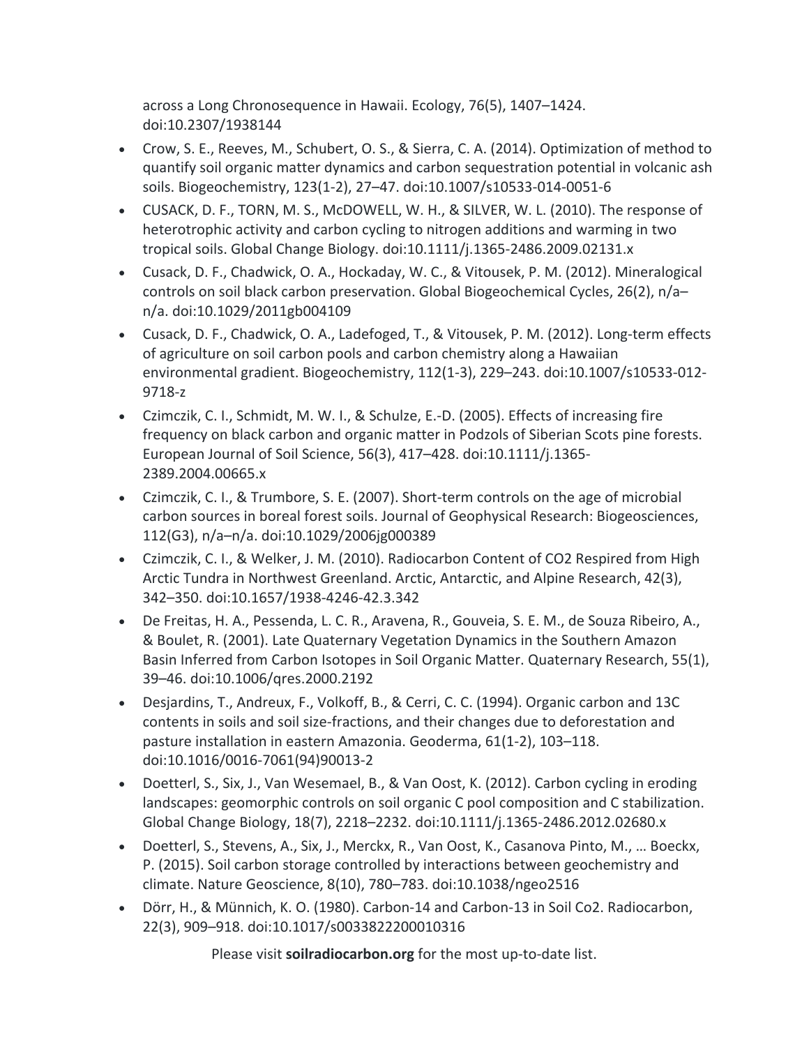across a Long Chronosequence in Hawaii. Ecology, 76(5), 1407–1424. doi:10.2307/1938144

- Crow, S. E., Reeves, M., Schubert, O. S., & Sierra, C. A. (2014). Optimization of method to quantify soil organic matter dynamics and carbon sequestration potential in volcanic ash soils. Biogeochemistry, 123(1-2), 27–47. doi:10.1007/s10533-014-0051-6
- CUSACK, D. F., TORN, M. S., McDOWELL, W. H., & SILVER, W. L. (2010). The response of heterotrophic activity and carbon cycling to nitrogen additions and warming in two tropical soils. Global Change Biology. doi:10.1111/j.1365-2486.2009.02131.x
- Cusack, D. F., Chadwick, O. A., Hockaday, W. C., & Vitousek, P. M. (2012). Mineralogical controls on soil black carbon preservation. Global Biogeochemical Cycles, 26(2), n/a–n/a. doi:10.1029/2011gb004109
- Cusack, D. F., Chadwick, O. A., Ladefoged, T., & Vitousek, P. M. (2012). Long-term effects of agriculture on soil carbon pools and carbon chemistry along a Hawaiian environmental gradient. Biogeochemistry, 112(1-3), 229–243. doi:10.1007/s10533-012-9718-z
- Czimczik, C. I., Schmidt, M. W. I., & Schulze, E.-D. (2005). Effects of increasing fire frequency on black carbon and organic matter in Podzols of Siberian Scots pine forests. European Journal of Soil Science, 56(3), 417–428. doi:10.1111/j.1365-2389.2004.00665.x
- Czimczik, C. I., & Trumbore, S. E. (2007). Short-term controls on the age of microbial carbon sources in boreal forest soils. Journal of Geophysical Research: Biogeosciences, 112(G3), n/a–n/a. doi:10.1029/2006jg000389
- Czimczik, C. I., & Welker, J. M. (2010). Radiocarbon Content of CO2 Respired from High Arctic Tundra in Northwest Greenland. Arctic, Antarctic, and Alpine Research, 42(3), 342–350. doi:10.1657/1938-4246-42.3.342
- De Freitas, H. A., Pessenda, L. C. R., Aravena, R., Gouveia, S. E. M., de Souza Ribeiro, A., & Boulet, R. (2001). Late Quaternary Vegetation Dynamics in the Southern Amazon Basin Inferred from Carbon Isotopes in Soil Organic Matter. Quaternary Research, 55(1), 39–46. doi:10.1006/qres.2000.2192
- Desjardins, T., Andreux, F., Volkoff, B., & Cerri, C. C. (1994). Organic carbon and 13C contents in soils and soil size-fractions, and their changes due to deforestation and pasture installation in eastern Amazonia. Geoderma, 61(1-2), 103–118. doi:10.1016/0016-7061(94)90013-2
- Doetterl, S., Six, J., Van Wesemael, B., & Van Oost, K. (2012). Carbon cycling in eroding landscapes: geomorphic controls on soil organic C pool composition and C stabilization. Global Change Biology, 18(7), 2218–2232. doi:10.1111/j.1365-2486.2012.02680.x
- Doetterl, S., Stevens, A., Six, J., Merckx, R., Van Oost, K., Casanova Pinto, M., … Boeckx, P. (2015). Soil carbon storage controlled by interactions between geochemistry and climate. Nature Geoscience, 8(10), 780–783. doi:10.1038/ngeo2516
- Dörr, H., & Münnich, K. O. (1980). Carbon-14 and Carbon-13 in Soil Co2. Radiocarbon, 22(3), 909–918. doi:10.1017/s0033822200010316

Please visit **soilradiocarbon.org** for the most up-to-date list.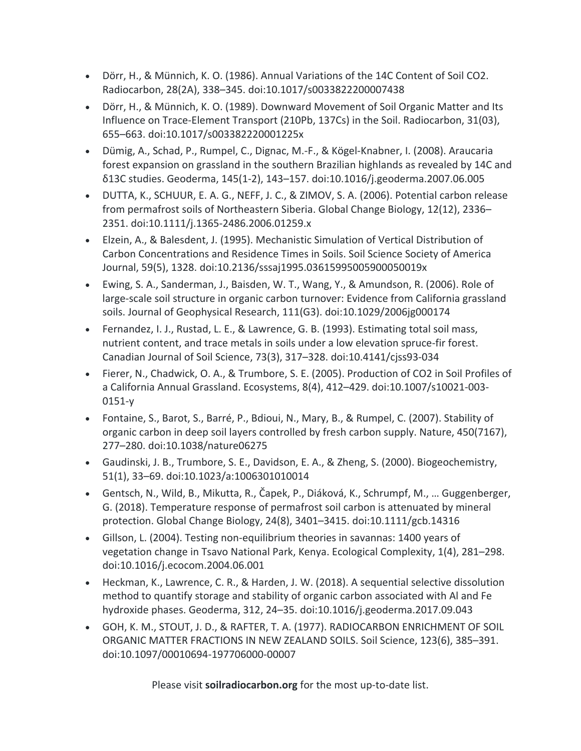- Dörr, H., & Münnich, K. O. (1986). Annual Variations of the 14C Content of Soil CO2. Radiocarbon, 28(2A), 338–345. doi:10.1017/s0033822200007438
- Dörr, H., & Münnich, K. O. (1989). Downward Movement of Soil Organic Matter and Its Influence on Trace-Element Transport (210Pb, 137Cs) in the Soil. Radiocarbon, 31(03), 655–663. doi:10.1017/s003382220001225x
- Dümig, A., Schad, P., Rumpel, C., Dignac, M.-F., & Kögel-Knabner, I. (2008). Araucaria forest expansion on grassland in the southern Brazilian highlands as revealed by 14C and δ13C studies. Geoderma, 145(1-2), 143–157. doi:10.1016/j.geoderma.2007.06.005
- DUTTA, K., SCHUUR, E. A. G., NEFF, J. C., & ZIMOV, S. A. (2006). Potential carbon release from permafrost soils of Northeastern Siberia. Global Change Biology, 12(12), 2336–2351. doi:10.1111/j.1365-2486.2006.01259.x
- Elzein, A., & Balesdent, J. (1995). Mechanistic Simulation of Vertical Distribution of Carbon Concentrations and Residence Times in Soils. Soil Science Society of America Journal, 59(5), 1328. doi:10.2136/sssaj1995.03615995005900050019x
- Ewing, S. A., Sanderman, J., Baisden, W. T., Wang, Y., & Amundson, R. (2006). Role of large-scale soil structure in organic carbon turnover: Evidence from California grassland soils. Journal of Geophysical Research, 111(G3). doi:10.1029/2006jg000174
- Fernandez, I. J., Rustad, L. E., & Lawrence, G. B. (1993). Estimating total soil mass, nutrient content, and trace metals in soils under a low elevation spruce-fir forest. Canadian Journal of Soil Science, 73(3), 317–328. doi:10.4141/cjss93-034
- Fierer, N., Chadwick, O. A., & Trumbore, S. E. (2005). Production of CO2 in Soil Profiles of a California Annual Grassland. Ecosystems, 8(4), 412–429. doi:10.1007/s10021-003-0151-y
- Fontaine, S., Barot, S., Barré, P., Bdioui, N., Mary, B., & Rumpel, C. (2007). Stability of organic carbon in deep soil layers controlled by fresh carbon supply. Nature, 450(7167), 277–280. doi:10.1038/nature06275
- Gaudinski, J. B., Trumbore, S. E., Davidson, E. A., & Zheng, S. (2000). Biogeochemistry, 51(1), 33–69. doi:10.1023/a:1006301010014
- Gentsch, N., Wild, B., Mikutta, R., Čapek, P., Diáková, K., Schrumpf, M., … Guggenberger, G. (2018). Temperature response of permafrost soil carbon is attenuated by mineral protection. Global Change Biology, 24(8), 3401–3415. doi:10.1111/gcb.14316
- Gillson, L. (2004). Testing non-equilibrium theories in savannas: 1400 years of vegetation change in Tsavo National Park, Kenya. Ecological Complexity, 1(4), 281–298. doi:10.1016/j.ecocom.2004.06.001
- Heckman, K., Lawrence, C. R., & Harden, J. W. (2018). A sequential selective dissolution method to quantify storage and stability of organic carbon associated with Al and Fe hydroxide phases. Geoderma, 312, 24–35. doi:10.1016/j.geoderma.2017.09.043
- GOH, K. M., STOUT, J. D., & RAFTER, T. A. (1977). RADIOCARBON ENRICHMENT OF SOIL ORGANIC MATTER FRACTIONS IN NEW ZEALAND SOILS. Soil Science, 123(6), 385–391. doi:10.1097/00010694-197706000-00007

Please visit **soilradiocarbon.org** for the most up-to-date list.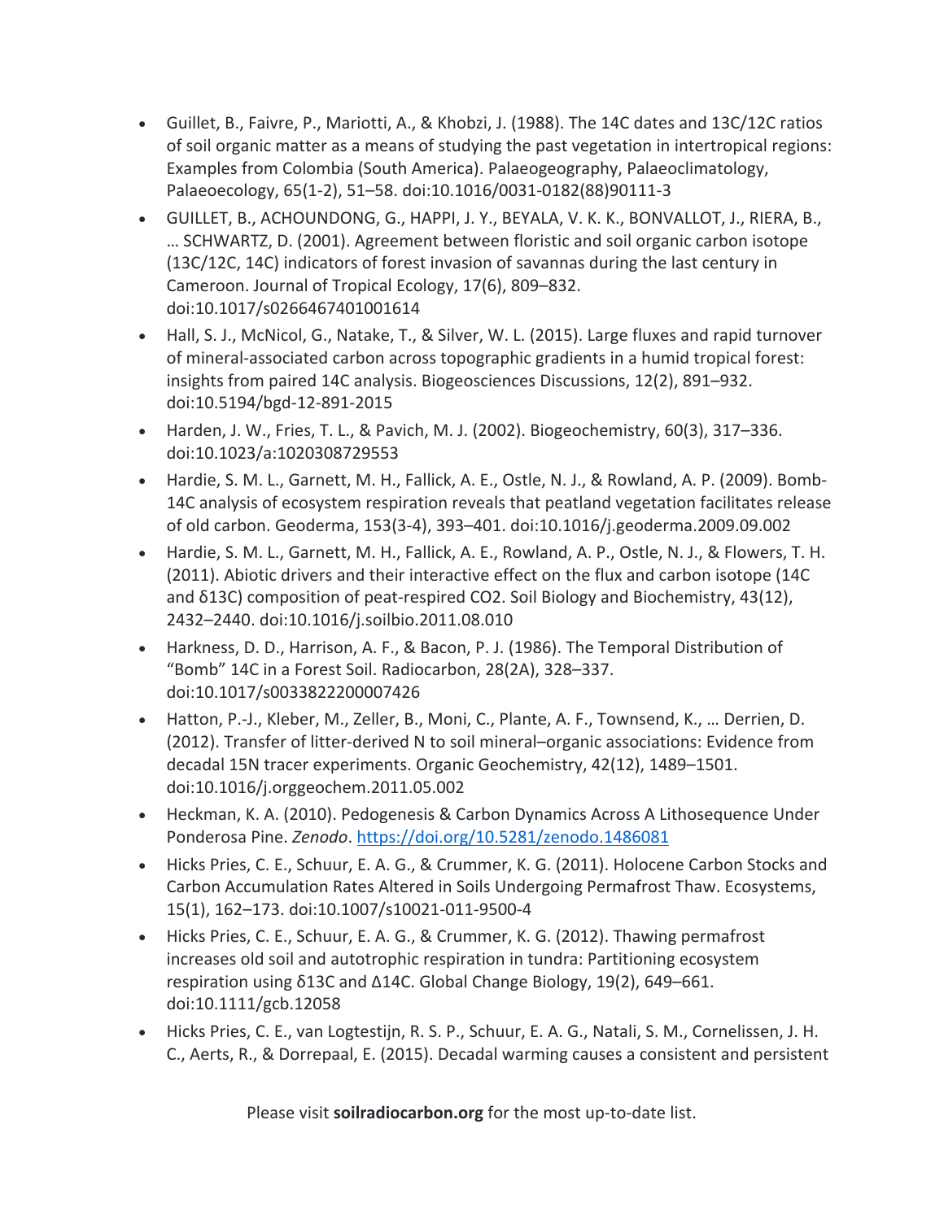- Guillet, B., Faivre, P., Mariotti, A., & Khobzi, J. (1988). The 14C dates and 13C/12C ratios of soil organic matter as a means of studying the past vegetation in intertropical regions: Examples from Colombia (South America). Palaeogeography, Palaeoclimatology, Palaeoecology, 65(1-2), 51–58. doi:10.1016/0031-0182(88)90111-3
- GUILLET, B., ACHOUNDONG, G., HAPPI, J. Y., BEYALA, V. K. K., BONVALLOT, J., RIERA, B., … SCHWARTZ, D. (2001). Agreement between floristic and soil organic carbon isotope (13C/12C, 14C) indicators of forest invasion of savannas during the last century in Cameroon. Journal of Tropical Ecology, 17(6), 809–832. doi:10.1017/s0266467401001614
- Hall, S. J., McNicol, G., Natake, T., & Silver, W. L. (2015). Large fluxes and rapid turnover of mineral-associated carbon across topographic gradients in a humid tropical forest: insights from paired 14C analysis. Biogeosciences Discussions, 12(2), 891–932. doi:10.5194/bgd-12-891-2015
- Harden, J. W., Fries, T. L., & Pavich, M. J. (2002). Biogeochemistry, 60(3), 317–336. doi:10.1023/a:1020308729553
- Hardie, S. M. L., Garnett, M. H., Fallick, A. E., Ostle, N. J., & Rowland, A. P. (2009). Bomb-14C analysis of ecosystem respiration reveals that peatland vegetation facilitates release of old carbon. Geoderma, 153(3-4), 393–401. doi:10.1016/j.geoderma.2009.09.002
- Hardie, S. M. L., Garnett, M. H., Fallick, A. E., Rowland, A. P., Ostle, N. J., & Flowers, T. H. (2011). Abiotic drivers and their interactive effect on the flux and carbon isotope (14C and δ13C) composition of peat-respired CO2. Soil Biology and Biochemistry, 43(12), 2432–2440. doi:10.1016/j.soilbio.2011.08.010
- Harkness, D. D., Harrison, A. F., & Bacon, P. J. (1986). The Temporal Distribution of "Bomb" 14C in a Forest Soil. Radiocarbon, 28(2A), 328–337. doi:10.1017/s0033822200007426
- Hatton, P.-J., Kleber, M., Zeller, B., Moni, C., Plante, A. F., Townsend, K., … Derrien, D. (2012). Transfer of litter-derived N to soil mineral–organic associations: Evidence from decadal 15N tracer experiments. Organic Geochemistry, 42(12), 1489–1501. doi:10.1016/j.orggeochem.2011.05.002
- Heckman, K. A. (2010). Pedogenesis & Carbon Dynamics Across A Lithosequence Under Ponderosa Pine. *Zenodo*. https://doi.org/10.5281/zenodo.1486081
- Hicks Pries, C. E., Schuur, E. A. G., & Crummer, K. G. (2011). Holocene Carbon Stocks and Carbon Accumulation Rates Altered in Soils Undergoing Permafrost Thaw. Ecosystems, 15(1), 162–173. doi:10.1007/s10021-011-9500-4
- Hicks Pries, C. E., Schuur, E. A. G., & Crummer, K. G. (2012). Thawing permafrost increases old soil and autotrophic respiration in tundra: Partitioning ecosystem respiration using δ13C and Δ14C. Global Change Biology, 19(2), 649–661. doi:10.1111/gcb.12058
- Hicks Pries, C. E., van Logtestijn, R. S. P., Schuur, E. A. G., Natali, S. M., Cornelissen, J. H. C., Aerts, R., & Dorrepaal, E. (2015). Decadal warming causes a consistent and persistent

Please visit **soilradiocarbon.org** for the most up-to-date list.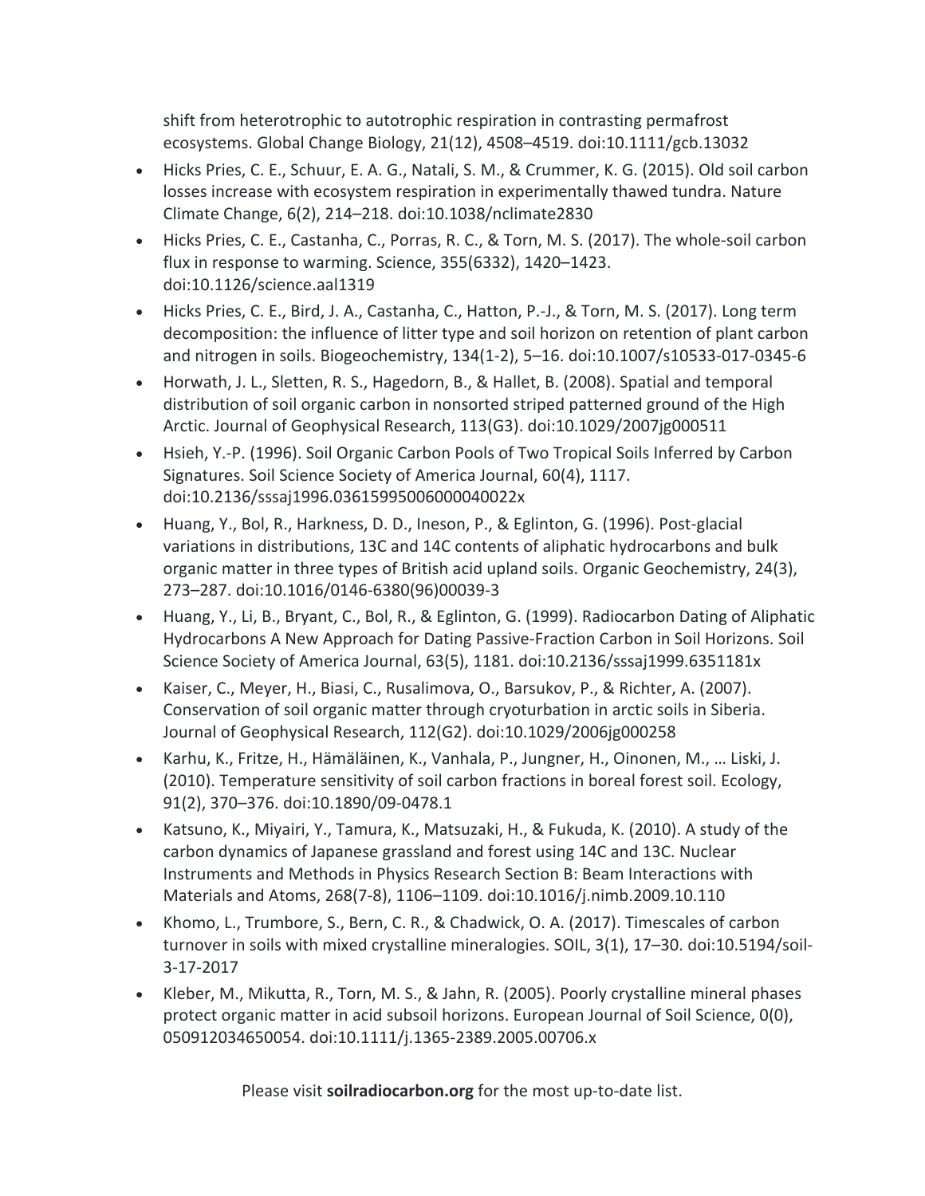shift from heterotrophic to autotrophic respiration in contrasting permafrost ecosystems. Global Change Biology, 21(12), 4508–4519. doi:10.1111/gcb.13032

- Hicks Pries, C. E., Schuur, E. A. G., Natali, S. M., & Crummer, K. G. (2015). Old soil carbon losses increase with ecosystem respiration in experimentally thawed tundra. Nature Climate Change, 6(2), 214–218. doi:10.1038/nclimate2830
- Hicks Pries, C. E., Castanha, C., Porras, R. C., & Torn, M. S. (2017). The whole-soil carbon flux in response to warming. Science, 355(6332), 1420–1423. doi:10.1126/science.aal1319
- Hicks Pries, C. E., Bird, J. A., Castanha, C., Hatton, P.-J., & Torn, M. S. (2017). Long term decomposition: the influence of litter type and soil horizon on retention of plant carbon and nitrogen in soils. Biogeochemistry, 134(1-2), 5–16. doi:10.1007/s10533-017-0345-6
- Horwath, J. L., Sletten, R. S., Hagedorn, B., & Hallet, B. (2008). Spatial and temporal distribution of soil organic carbon in nonsorted striped patterned ground of the High Arctic. Journal of Geophysical Research, 113(G3). doi:10.1029/2007jg000511
- Hsieh, Y.-P. (1996). Soil Organic Carbon Pools of Two Tropical Soils Inferred by Carbon Signatures. Soil Science Society of America Journal, 60(4), 1117. doi:10.2136/sssaj1996.03615995006000040022x
- Huang, Y., Bol, R., Harkness, D. D., Ineson, P., & Eglinton, G. (1996). Post-glacial variations in distributions, 13C and 14C contents of aliphatic hydrocarbons and bulk organic matter in three types of British acid upland soils. Organic Geochemistry, 24(3), 273–287. doi:10.1016/0146-6380(96)00039-3
- Huang, Y., Li, B., Bryant, C., Bol, R., & Eglinton, G. (1999). Radiocarbon Dating of Aliphatic Hydrocarbons A New Approach for Dating Passive-Fraction Carbon in Soil Horizons. Soil Science Society of America Journal, 63(5), 1181. doi:10.2136/sssaj1999.6351181x
- Kaiser, C., Meyer, H., Biasi, C., Rusalimova, O., Barsukov, P., & Richter, A. (2007). Conservation of soil organic matter through cryoturbation in arctic soils in Siberia. Journal of Geophysical Research, 112(G2). doi:10.1029/2006jg000258
- Karhu, K., Fritze, H., Hämäläinen, K., Vanhala, P., Jungner, H., Oinonen, M., … Liski, J. (2010). Temperature sensitivity of soil carbon fractions in boreal forest soil. Ecology, 91(2), 370–376. doi:10.1890/09-0478.1
- Katsuno, K., Miyairi, Y., Tamura, K., Matsuzaki, H., & Fukuda, K. (2010). A study of the carbon dynamics of Japanese grassland and forest using 14C and 13C. Nuclear Instruments and Methods in Physics Research Section B: Beam Interactions with Materials and Atoms, 268(7-8), 1106–1109. doi:10.1016/j.nimb.2009.10.110
- Khomo, L., Trumbore, S., Bern, C. R., & Chadwick, O. A. (2017). Timescales of carbon turnover in soils with mixed crystalline mineralogies. SOIL, 3(1), 17–30. doi:10.5194/soil-3-17-2017
- Kleber, M., Mikutta, R., Torn, M. S., & Jahn, R. (2005). Poorly crystalline mineral phases protect organic matter in acid subsoil horizons. European Journal of Soil Science, 0(0), 050912034650054. doi:10.1111/j.1365-2389.2005.00706.x

Please visit **soilradiocarbon.org** for the most up-to-date list.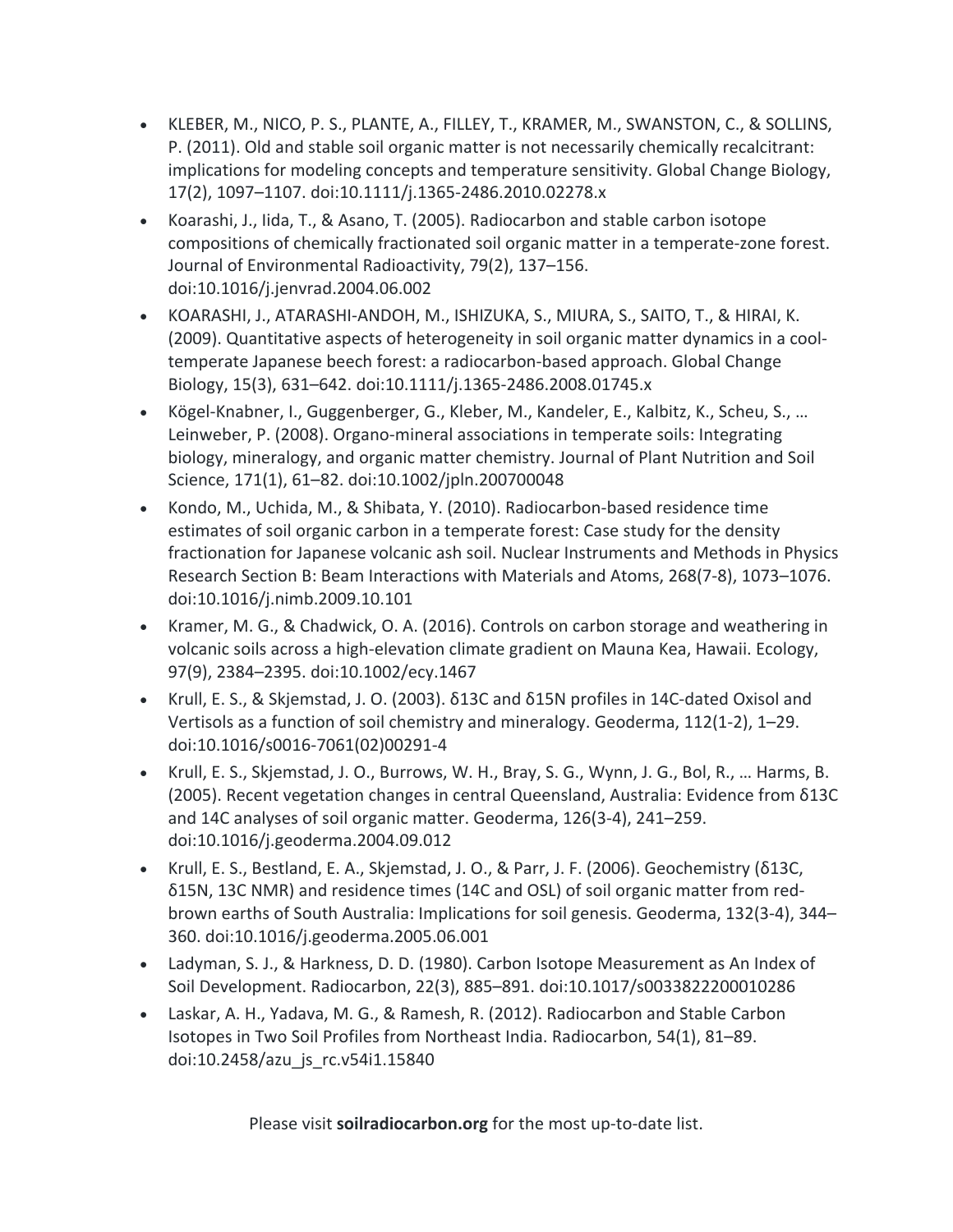- KLEBER, M., NICO, P. S., PLANTE, A., FILLEY, T., KRAMER, M., SWANSTON, C., & SOLLINS, P. (2011). Old and stable soil organic matter is not necessarily chemically recalcitrant: implications for modeling concepts and temperature sensitivity. Global Change Biology, 17(2), 1097–1107. doi:10.1111/j.1365-2486.2010.02278.x
- Koarashi, J., Iida, T., & Asano, T. (2005). Radiocarbon and stable carbon isotope compositions of chemically fractionated soil organic matter in a temperate-zone forest. Journal of Environmental Radioactivity, 79(2), 137–156. doi:10.1016/j.jenvrad.2004.06.002
- KOARASHI, J., ATARASHI-ANDOH, M., ISHIZUKA, S., MIURA, S., SAITO, T., & HIRAI, K. (2009). Quantitative aspects of heterogeneity in soil organic matter dynamics in a cool-temperate Japanese beech forest: a radiocarbon-based approach. Global Change Biology, 15(3), 631–642. doi:10.1111/j.1365-2486.2008.01745.x
- Kögel-Knabner, I., Guggenberger, G., Kleber, M., Kandeler, E., Kalbitz, K., Scheu, S., … Leinweber, P. (2008). Organo-mineral associations in temperate soils: Integrating biology, mineralogy, and organic matter chemistry. Journal of Plant Nutrition and Soil Science, 171(1), 61–82. doi:10.1002/jpln.200700048
- Kondo, M., Uchida, M., & Shibata, Y. (2010). Radiocarbon-based residence time estimates of soil organic carbon in a temperate forest: Case study for the density fractionation for Japanese volcanic ash soil. Nuclear Instruments and Methods in Physics Research Section B: Beam Interactions with Materials and Atoms, 268(7-8), 1073–1076. doi:10.1016/j.nimb.2009.10.101
- Kramer, M. G., & Chadwick, O. A. (2016). Controls on carbon storage and weathering in volcanic soils across a high-elevation climate gradient on Mauna Kea, Hawaii. Ecology, 97(9), 2384–2395. doi:10.1002/ecy.1467
- Krull, E. S., & Skjemstad, J. O. (2003). δ13C and δ15N profiles in 14C-dated Oxisol and Vertisols as a function of soil chemistry and mineralogy. Geoderma, 112(1-2), 1–29. doi:10.1016/s0016-7061(02)00291-4
- Krull, E. S., Skjemstad, J. O., Burrows, W. H., Bray, S. G., Wynn, J. G., Bol, R., … Harms, B. (2005). Recent vegetation changes in central Queensland, Australia: Evidence from δ13C and 14C analyses of soil organic matter. Geoderma, 126(3-4), 241–259. doi:10.1016/j.geoderma.2004.09.012
- Krull, E. S., Bestland, E. A., Skjemstad, J. O., & Parr, J. F. (2006). Geochemistry (δ13C, δ15N, 13C NMR) and residence times (14C and OSL) of soil organic matter from red-brown earths of South Australia: Implications for soil genesis. Geoderma, 132(3-4), 344–360. doi:10.1016/j.geoderma.2005.06.001
- Ladyman, S. J., & Harkness, D. D. (1980). Carbon Isotope Measurement as An Index of Soil Development. Radiocarbon, 22(3), 885–891. doi:10.1017/s0033822200010286
- Laskar, A. H., Yadava, M. G., & Ramesh, R. (2012). Radiocarbon and Stable Carbon Isotopes in Two Soil Profiles from Northeast India. Radiocarbon, 54(1), 81–89. doi:10.2458/azu_js_rc.v54i1.15840

Please visit **soilradiocarbon.org** for the most up-to-date list.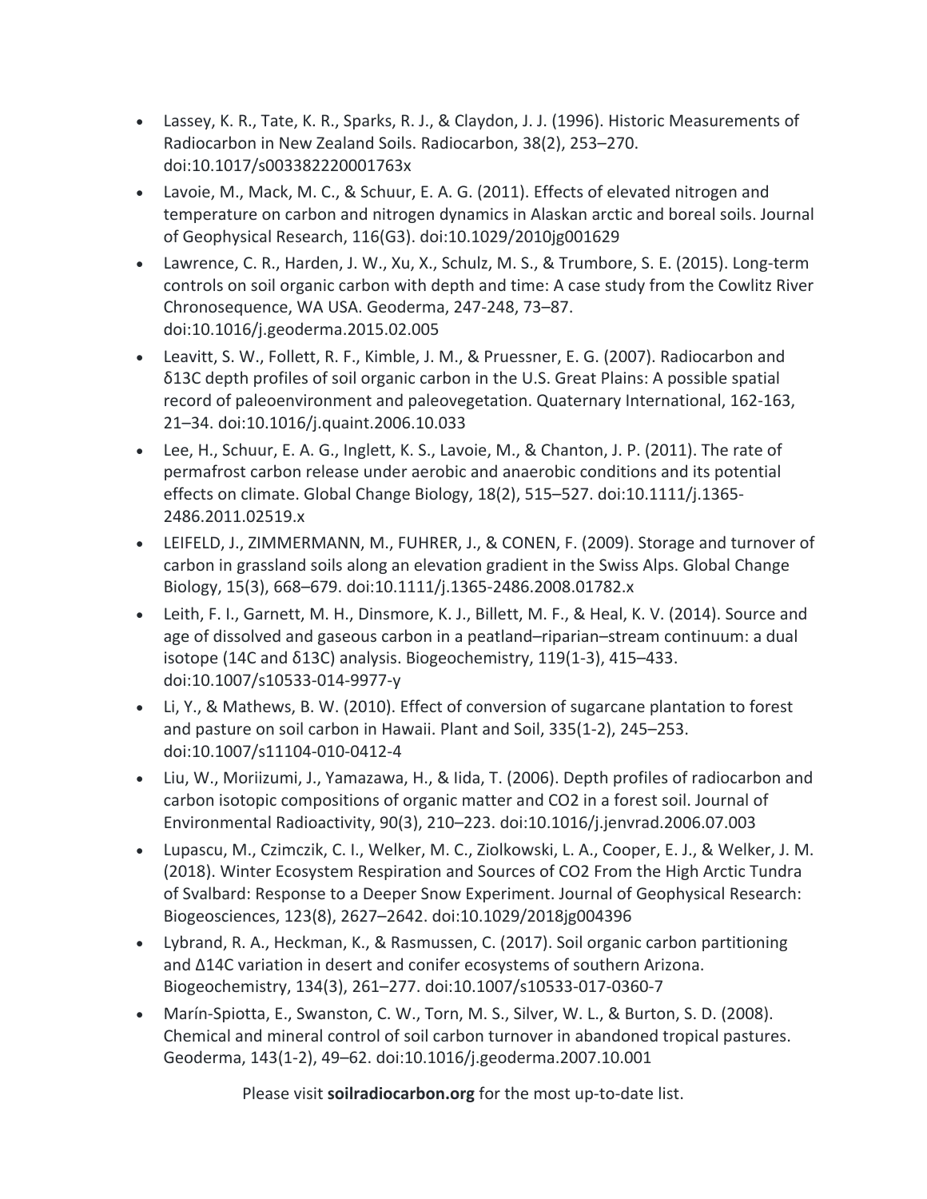- Lassey, K. R., Tate, K. R., Sparks, R. J., & Claydon, J. J. (1996). Historic Measurements of Radiocarbon in New Zealand Soils. Radiocarbon, 38(2), 253–270. doi:10.1017/s003382220001763x
- Lavoie, M., Mack, M. C., & Schuur, E. A. G. (2011). Effects of elevated nitrogen and temperature on carbon and nitrogen dynamics in Alaskan arctic and boreal soils. Journal of Geophysical Research, 116(G3). doi:10.1029/2010jg001629
- Lawrence, C. R., Harden, J. W., Xu, X., Schulz, M. S., & Trumbore, S. E. (2015). Long-term controls on soil organic carbon with depth and time: A case study from the Cowlitz River Chronosequence, WA USA. Geoderma, 247-248, 73–87. doi:10.1016/j.geoderma.2015.02.005
- Leavitt, S. W., Follett, R. F., Kimble, J. M., & Pruessner, E. G. (2007). Radiocarbon and δ13C depth profiles of soil organic carbon in the U.S. Great Plains: A possible spatial record of paleoenvironment and paleovegetation. Quaternary International, 162-163, 21–34. doi:10.1016/j.quaint.2006.10.033
- Lee, H., Schuur, E. A. G., Inglett, K. S., Lavoie, M., & Chanton, J. P. (2011). The rate of permafrost carbon release under aerobic and anaerobic conditions and its potential effects on climate. Global Change Biology, 18(2), 515–527. doi:10.1111/j.1365-2486.2011.02519.x
- LEIFELD, J., ZIMMERMANN, M., FUHRER, J., & CONEN, F. (2009). Storage and turnover of carbon in grassland soils along an elevation gradient in the Swiss Alps. Global Change Biology, 15(3), 668–679. doi:10.1111/j.1365-2486.2008.01782.x
- Leith, F. I., Garnett, M. H., Dinsmore, K. J., Billett, M. F., & Heal, K. V. (2014). Source and age of dissolved and gaseous carbon in a peatland–riparian–stream continuum: a dual isotope (14C and δ13C) analysis. Biogeochemistry, 119(1-3), 415–433. doi:10.1007/s10533-014-9977-y
- Li, Y., & Mathews, B. W. (2010). Effect of conversion of sugarcane plantation to forest and pasture on soil carbon in Hawaii. Plant and Soil, 335(1-2), 245–253. doi:10.1007/s11104-010-0412-4
- Liu, W., Moriizumi, J., Yamazawa, H., & Iida, T. (2006). Depth profiles of radiocarbon and carbon isotopic compositions of organic matter and CO2 in a forest soil. Journal of Environmental Radioactivity, 90(3), 210–223. doi:10.1016/j.jenvrad.2006.07.003
- Lupascu, M., Czimczik, C. I., Welker, M. C., Ziolkowski, L. A., Cooper, E. J., & Welker, J. M. (2018). Winter Ecosystem Respiration and Sources of CO2 From the High Arctic Tundra of Svalbard: Response to a Deeper Snow Experiment. Journal of Geophysical Research: Biogeosciences, 123(8), 2627–2642. doi:10.1029/2018jg004396
- Lybrand, R. A., Heckman, K., & Rasmussen, C. (2017). Soil organic carbon partitioning and Δ14C variation in desert and conifer ecosystems of southern Arizona. Biogeochemistry, 134(3), 261–277. doi:10.1007/s10533-017-0360-7
- Marín-Spiotta, E., Swanston, C. W., Torn, M. S., Silver, W. L., & Burton, S. D. (2008). Chemical and mineral control of soil carbon turnover in abandoned tropical pastures. Geoderma, 143(1-2), 49–62. doi:10.1016/j.geoderma.2007.10.001

Please visit **soilradiocarbon.org** for the most up-to-date list.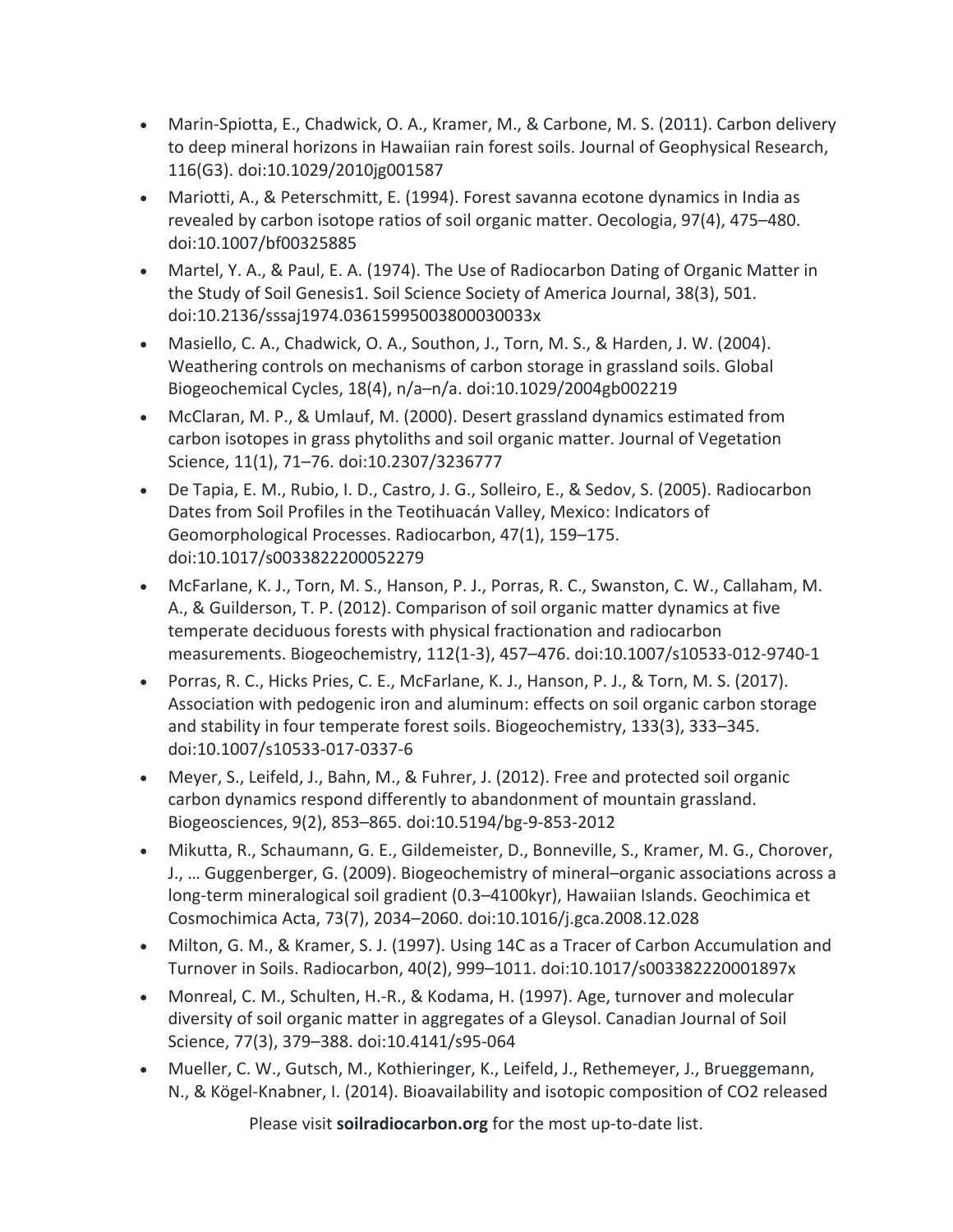- Marin-Spiotta, E., Chadwick, O. A., Kramer, M., & Carbone, M. S. (2011). Carbon delivery to deep mineral horizons in Hawaiian rain forest soils. Journal of Geophysical Research, 116(G3). doi:10.1029/2010jg001587
- Mariotti, A., & Peterschmitt, E. (1994). Forest savanna ecotone dynamics in India as revealed by carbon isotope ratios of soil organic matter. Oecologia, 97(4), 475–480. doi:10.1007/bf00325885
- Martel, Y. A., & Paul, E. A. (1974). The Use of Radiocarbon Dating of Organic Matter in the Study of Soil Genesis1. Soil Science Society of America Journal, 38(3), 501. doi:10.2136/sssaj1974.03615995003800030033x
- Masiello, C. A., Chadwick, O. A., Southon, J., Torn, M. S., & Harden, J. W. (2004). Weathering controls on mechanisms of carbon storage in grassland soils. Global Biogeochemical Cycles, 18(4), n/a–n/a. doi:10.1029/2004gb002219
- McClaran, M. P., & Umlauf, M. (2000). Desert grassland dynamics estimated from carbon isotopes in grass phytoliths and soil organic matter. Journal of Vegetation Science, 11(1), 71–76. doi:10.2307/3236777
- De Tapia, E. M., Rubio, I. D., Castro, J. G., Solleiro, E., & Sedov, S. (2005). Radiocarbon Dates from Soil Profiles in the Teotihuacán Valley, Mexico: Indicators of Geomorphological Processes. Radiocarbon, 47(1), 159–175. doi:10.1017/s0033822200052279
- McFarlane, K. J., Torn, M. S., Hanson, P. J., Porras, R. C., Swanston, C. W., Callaham, M. A., & Guilderson, T. P. (2012). Comparison of soil organic matter dynamics at five temperate deciduous forests with physical fractionation and radiocarbon measurements. Biogeochemistry, 112(1-3), 457–476. doi:10.1007/s10533-012-9740-1
- Porras, R. C., Hicks Pries, C. E., McFarlane, K. J., Hanson, P. J., & Torn, M. S. (2017). Association with pedogenic iron and aluminum: effects on soil organic carbon storage and stability in four temperate forest soils. Biogeochemistry, 133(3), 333–345. doi:10.1007/s10533-017-0337-6
- Meyer, S., Leifeld, J., Bahn, M., & Fuhrer, J. (2012). Free and protected soil organic carbon dynamics respond differently to abandonment of mountain grassland. Biogeosciences, 9(2), 853–865. doi:10.5194/bg-9-853-2012
- Mikutta, R., Schaumann, G. E., Gildemeister, D., Bonneville, S., Kramer, M. G., Chorover, J., … Guggenberger, G. (2009). Biogeochemistry of mineral–organic associations across a long-term mineralogical soil gradient (0.3–4100kyr), Hawaiian Islands. Geochimica et Cosmochimica Acta, 73(7), 2034–2060. doi:10.1016/j.gca.2008.12.028
- Milton, G. M., & Kramer, S. J. (1997). Using 14C as a Tracer of Carbon Accumulation and Turnover in Soils. Radiocarbon, 40(2), 999–1011. doi:10.1017/s003382220001897x
- Monreal, C. M., Schulten, H.-R., & Kodama, H. (1997). Age, turnover and molecular diversity of soil organic matter in aggregates of a Gleysol. Canadian Journal of Soil Science, 77(3), 379–388. doi:10.4141/s95-064
- Mueller, C. W., Gutsch, M., Kothieringer, K., Leifeld, J., Rethemeyer, J., Brueggemann, N., & Kögel-Knabner, I. (2014). Bioavailability and isotopic composition of CO2 released

Please visit **soilradiocarbon.org** for the most up-to-date list.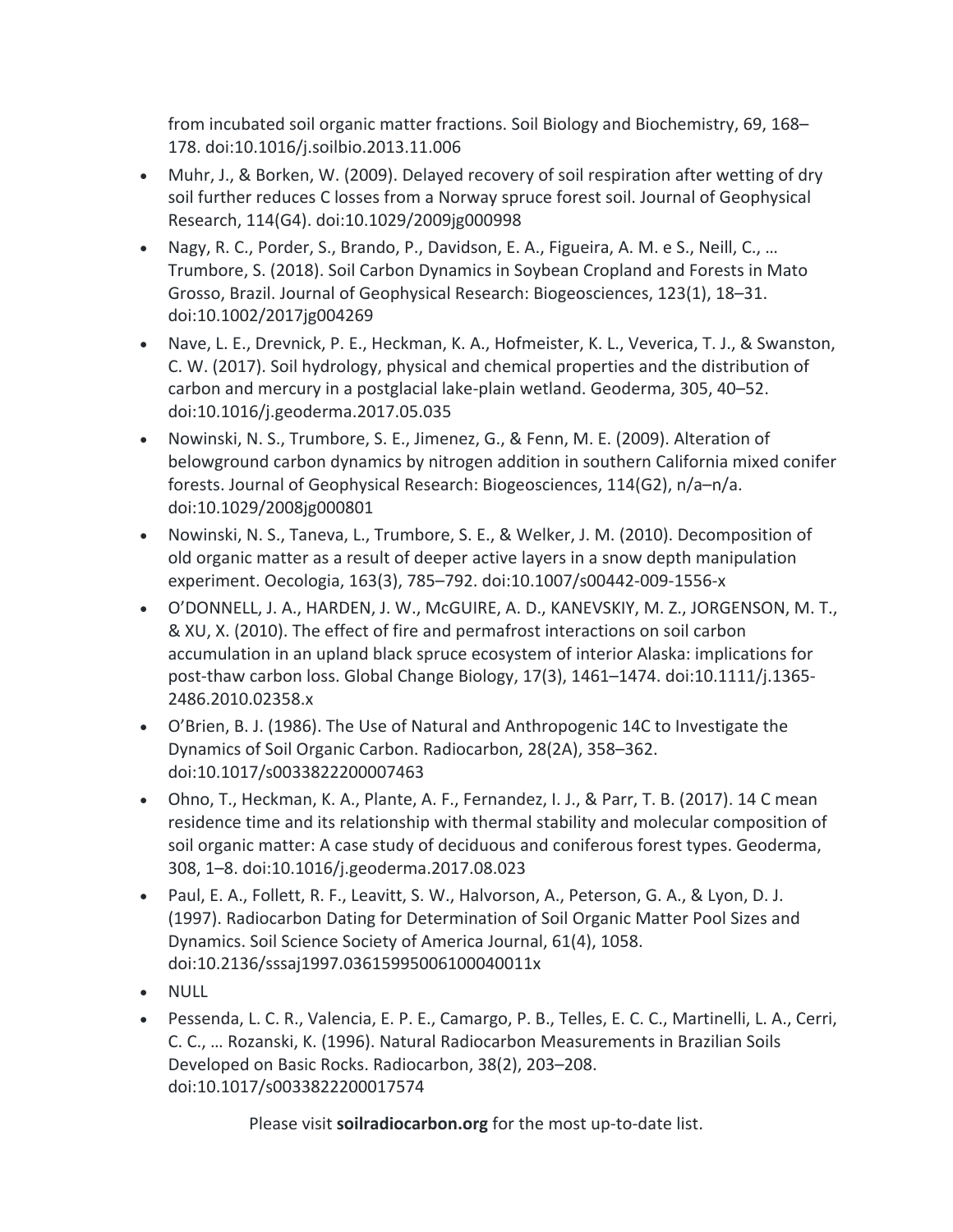from incubated soil organic matter fractions. Soil Biology and Biochemistry, 69, 168–178. doi:10.1016/j.soilbio.2013.11.006

- Muhr, J., & Borken, W. (2009). Delayed recovery of soil respiration after wetting of dry soil further reduces C losses from a Norway spruce forest soil. Journal of Geophysical Research, 114(G4). doi:10.1029/2009jg000998
- Nagy, R. C., Porder, S., Brando, P., Davidson, E. A., Figueira, A. M. e S., Neill, C., … Trumbore, S. (2018). Soil Carbon Dynamics in Soybean Cropland and Forests in Mato Grosso, Brazil. Journal of Geophysical Research: Biogeosciences, 123(1), 18–31. doi:10.1002/2017jg004269
- Nave, L. E., Drevnick, P. E., Heckman, K. A., Hofmeister, K. L., Veverica, T. J., & Swanston, C. W. (2017). Soil hydrology, physical and chemical properties and the distribution of carbon and mercury in a postglacial lake-plain wetland. Geoderma, 305, 40–52. doi:10.1016/j.geoderma.2017.05.035
- Nowinski, N. S., Trumbore, S. E., Jimenez, G., & Fenn, M. E. (2009). Alteration of belowground carbon dynamics by nitrogen addition in southern California mixed conifer forests. Journal of Geophysical Research: Biogeosciences, 114(G2), n/a–n/a. doi:10.1029/2008jg000801
- Nowinski, N. S., Taneva, L., Trumbore, S. E., & Welker, J. M. (2010). Decomposition of old organic matter as a result of deeper active layers in a snow depth manipulation experiment. Oecologia, 163(3), 785–792. doi:10.1007/s00442-009-1556-x
- O'DONNELL, J. A., HARDEN, J. W., McGUIRE, A. D., KANEVSKIY, M. Z., JORGENSON, M. T., & XU, X. (2010). The effect of fire and permafrost interactions on soil carbon accumulation in an upland black spruce ecosystem of interior Alaska: implications for post-thaw carbon loss. Global Change Biology, 17(3), 1461–1474. doi:10.1111/j.1365-2486.2010.02358.x
- O'Brien, B. J. (1986). The Use of Natural and Anthropogenic 14C to Investigate the Dynamics of Soil Organic Carbon. Radiocarbon, 28(2A), 358–362. doi:10.1017/s0033822200007463
- Ohno, T., Heckman, K. A., Plante, A. F., Fernandez, I. J., & Parr, T. B. (2017). 14 C mean residence time and its relationship with thermal stability and molecular composition of soil organic matter: A case study of deciduous and coniferous forest types. Geoderma, 308, 1–8. doi:10.1016/j.geoderma.2017.08.023
- Paul, E. A., Follett, R. F., Leavitt, S. W., Halvorson, A., Peterson, G. A., & Lyon, D. J. (1997). Radiocarbon Dating for Determination of Soil Organic Matter Pool Sizes and Dynamics. Soil Science Society of America Journal, 61(4), 1058. doi:10.2136/sssaj1997.03615995006100040011x
- NULL
- Pessenda, L. C. R., Valencia, E. P. E., Camargo, P. B., Telles, E. C. C., Martinelli, L. A., Cerri, C. C., … Rozanski, K. (1996). Natural Radiocarbon Measurements in Brazilian Soils Developed on Basic Rocks. Radiocarbon, 38(2), 203–208. doi:10.1017/s0033822200017574

Please visit **soilradiocarbon.org** for the most up-to-date list.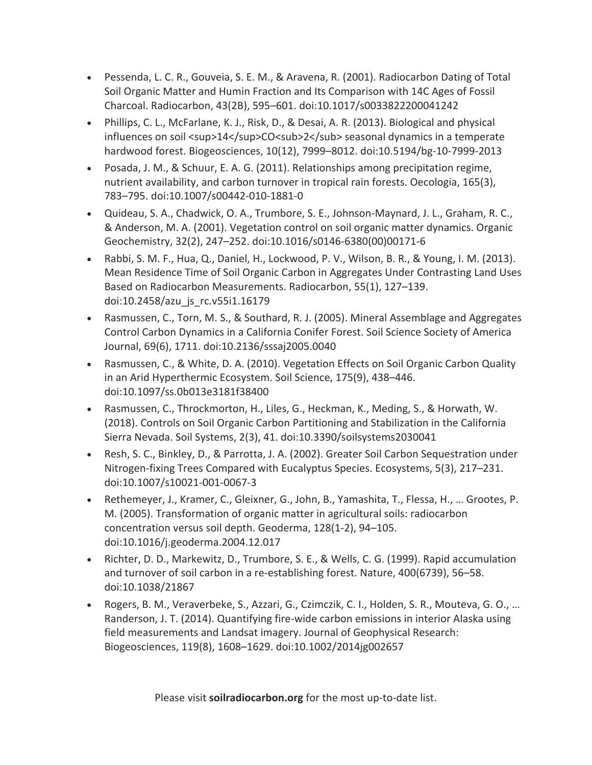- Pessenda, L. C. R., Gouveia, S. E. M., & Aravena, R. (2001). Radiocarbon Dating of Total Soil Organic Matter and Humin Fraction and Its Comparison with 14C Ages of Fossil Charcoal. Radiocarbon, 43(2B), 595–601. doi:10.1017/s0033822200041242
- Phillips, C. L., McFarlane, K. J., Risk, D., & Desai, A. R. (2013). Biological and physical influences on soil <sup>14</sup>CO<sub>2</sub> seasonal dynamics in a temperate hardwood forest. Biogeosciences, 10(12), 7999–8012. doi:10.5194/bg-10-7999-2013
- Posada, J. M., & Schuur, E. A. G. (2011). Relationships among precipitation regime, nutrient availability, and carbon turnover in tropical rain forests. Oecologia, 165(3), 783–795. doi:10.1007/s00442-010-1881-0
- Quideau, S. A., Chadwick, O. A., Trumbore, S. E., Johnson-Maynard, J. L., Graham, R. C., & Anderson, M. A. (2001). Vegetation control on soil organic matter dynamics. Organic Geochemistry, 32(2), 247–252. doi:10.1016/s0146-6380(00)00171-6
- Rabbi, S. M. F., Hua, Q., Daniel, H., Lockwood, P. V., Wilson, B. R., & Young, I. M. (2013). Mean Residence Time of Soil Organic Carbon in Aggregates Under Contrasting Land Uses Based on Radiocarbon Measurements. Radiocarbon, 55(1), 127–139. doi:10.2458/azu_js_rc.v55i1.16179
- Rasmussen, C., Torn, M. S., & Southard, R. J. (2005). Mineral Assemblage and Aggregates Control Carbon Dynamics in a California Conifer Forest. Soil Science Society of America Journal, 69(6), 1711. doi:10.2136/sssaj2005.0040
- Rasmussen, C., & White, D. A. (2010). Vegetation Effects on Soil Organic Carbon Quality in an Arid Hyperthermic Ecosystem. Soil Science, 175(9), 438–446. doi:10.1097/ss.0b013e3181f38400
- Rasmussen, C., Throckmorton, H., Liles, G., Heckman, K., Meding, S., & Horwath, W. (2018). Controls on Soil Organic Carbon Partitioning and Stabilization in the California Sierra Nevada. Soil Systems, 2(3), 41. doi:10.3390/soilsystems2030041
- Resh, S. C., Binkley, D., & Parrotta, J. A. (2002). Greater Soil Carbon Sequestration under Nitrogen-fixing Trees Compared with Eucalyptus Species. Ecosystems, 5(3), 217–231. doi:10.1007/s10021-001-0067-3
- Rethemeyer, J., Kramer, C., Gleixner, G., John, B., Yamashita, T., Flessa, H., … Grootes, P. M. (2005). Transformation of organic matter in agricultural soils: radiocarbon concentration versus soil depth. Geoderma, 128(1-2), 94–105. doi:10.1016/j.geoderma.2004.12.017
- Richter, D. D., Markewitz, D., Trumbore, S. E., & Wells, C. G. (1999). Rapid accumulation and turnover of soil carbon in a re-establishing forest. Nature, 400(6739), 56–58. doi:10.1038/21867
- Rogers, B. M., Veraverbeke, S., Azzari, G., Czimczik, C. I., Holden, S. R., Mouteva, G. O., … Randerson, J. T. (2014). Quantifying fire-wide carbon emissions in interior Alaska using field measurements and Landsat imagery. Journal of Geophysical Research: Biogeosciences, 119(8), 1608–1629. doi:10.1002/2014jg002657

Please visit **soilradiocarbon.org** for the most up-to-date list.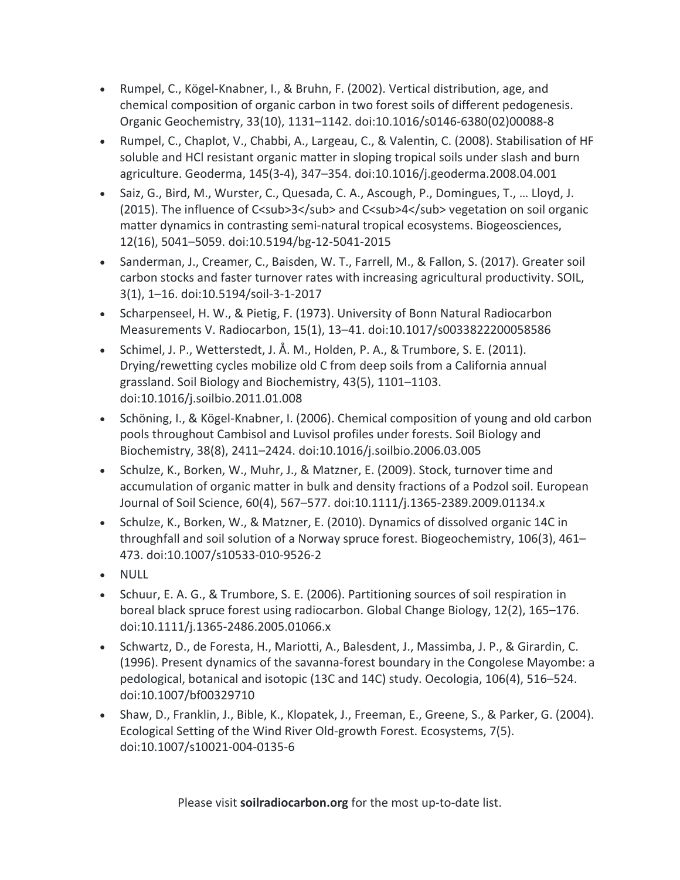- Rumpel, C., Kögel-Knabner, I., & Bruhn, F. (2002). Vertical distribution, age, and chemical composition of organic carbon in two forest soils of different pedogenesis. Organic Geochemistry, 33(10), 1131–1142. doi:10.1016/s0146-6380(02)00088-8
- Rumpel, C., Chaplot, V., Chabbi, A., Largeau, C., & Valentin, C. (2008). Stabilisation of HF soluble and HCl resistant organic matter in sloping tropical soils under slash and burn agriculture. Geoderma, 145(3-4), 347–354. doi:10.1016/j.geoderma.2008.04.001
- Saiz, G., Bird, M., Wurster, C., Quesada, C. A., Ascough, P., Domingues, T., … Lloyd, J. (2015). The influence of $C_3$ and $C_4$ vegetation on soil organic matter dynamics in contrasting semi-natural tropical ecosystems. Biogeosciences, 12(16), 5041–5059. doi:10.5194/bg-12-5041-2015
- Sanderman, J., Creamer, C., Baisden, W. T., Farrell, M., & Fallon, S. (2017). Greater soil carbon stocks and faster turnover rates with increasing agricultural productivity. SOIL, 3(1), 1–16. doi:10.5194/soil-3-1-2017
- Scharpenseel, H. W., & Pietig, F. (1973). University of Bonn Natural Radiocarbon Measurements V. Radiocarbon, 15(1), 13–41. doi:10.1017/s0033822200058586
- Schimel, J. P., Wetterstedt, J. Å. M., Holden, P. A., & Trumbore, S. E. (2011). Drying/rewetting cycles mobilize old C from deep soils from a California annual grassland. Soil Biology and Biochemistry, 43(5), 1101–1103. doi:10.1016/j.soilbio.2011.01.008
- Schöning, I., & Kögel-Knabner, I. (2006). Chemical composition of young and old carbon pools throughout Cambisol and Luvisol profiles under forests. Soil Biology and Biochemistry, 38(8), 2411–2424. doi:10.1016/j.soilbio.2006.03.005
- Schulze, K., Borken, W., Muhr, J., & Matzner, E. (2009). Stock, turnover time and accumulation of organic matter in bulk and density fractions of a Podzol soil. European Journal of Soil Science, 60(4), 567–577. doi:10.1111/j.1365-2389.2009.01134.x
- Schulze, K., Borken, W., & Matzner, E. (2010). Dynamics of dissolved organic 14C in throughfall and soil solution of a Norway spruce forest. Biogeochemistry, 106(3), 461–473. doi:10.1007/s10533-010-9526-2
- NULL
- Schuur, E. A. G., & Trumbore, S. E. (2006). Partitioning sources of soil respiration in boreal black spruce forest using radiocarbon. Global Change Biology, 12(2), 165–176. doi:10.1111/j.1365-2486.2005.01066.x
- Schwartz, D., de Foresta, H., Mariotti, A., Balesdent, J., Massimba, J. P., & Girardin, C. (1996). Present dynamics of the savanna-forest boundary in the Congolese Mayombe: a pedological, botanical and isotopic (13C and 14C) study. Oecologia, 106(4), 516–524. doi:10.1007/bf00329710
- Shaw, D., Franklin, J., Bible, K., Klopatek, J., Freeman, E., Greene, S., & Parker, G. (2004). Ecological Setting of the Wind River Old-growth Forest. Ecosystems, 7(5). doi:10.1007/s10021-004-0135-6

Please visit **soilradiocarbon.org** for the most up-to-date list.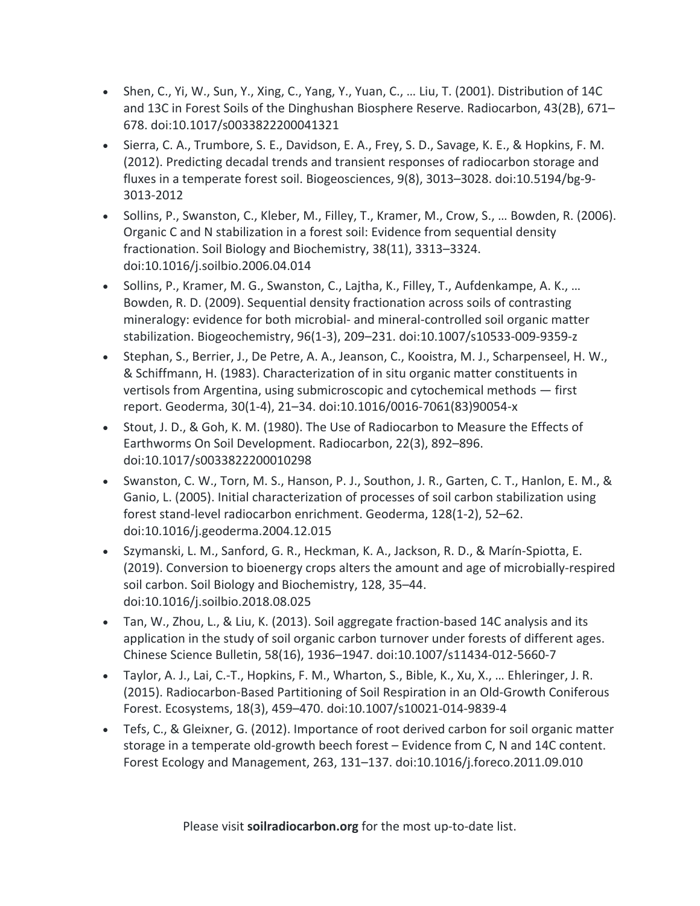- Shen, C., Yi, W., Sun, Y., Xing, C., Yang, Y., Yuan, C., … Liu, T. (2001). Distribution of 14C and 13C in Forest Soils of the Dinghushan Biosphere Reserve. Radiocarbon, 43(2B), 671–678. doi:10.1017/s0033822200041321
- Sierra, C. A., Trumbore, S. E., Davidson, E. A., Frey, S. D., Savage, K. E., & Hopkins, F. M. (2012). Predicting decadal trends and transient responses of radiocarbon storage and fluxes in a temperate forest soil. Biogeosciences, 9(8), 3013–3028. doi:10.5194/bg-9-3013-2012
- Sollins, P., Swanston, C., Kleber, M., Filley, T., Kramer, M., Crow, S., … Bowden, R. (2006). Organic C and N stabilization in a forest soil: Evidence from sequential density fractionation. Soil Biology and Biochemistry, 38(11), 3313–3324. doi:10.1016/j.soilbio.2006.04.014
- Sollins, P., Kramer, M. G., Swanston, C., Lajtha, K., Filley, T., Aufdenkampe, A. K., … Bowden, R. D. (2009). Sequential density fractionation across soils of contrasting mineralogy: evidence for both microbial- and mineral-controlled soil organic matter stabilization. Biogeochemistry, 96(1-3), 209–231. doi:10.1007/s10533-009-9359-z
- Stephan, S., Berrier, J., De Petre, A. A., Jeanson, C., Kooistra, M. J., Scharpenseel, H. W., & Schiffmann, H. (1983). Characterization of in situ organic matter constituents in vertisols from Argentina, using submicroscopic and cytochemical methods — first report. Geoderma, 30(1-4), 21–34. doi:10.1016/0016-7061(83)90054-x
- Stout, J. D., & Goh, K. M. (1980). The Use of Radiocarbon to Measure the Effects of Earthworms On Soil Development. Radiocarbon, 22(3), 892–896. doi:10.1017/s0033822200010298
- Swanston, C. W., Torn, M. S., Hanson, P. J., Southon, J. R., Garten, C. T., Hanlon, E. M., & Ganio, L. (2005). Initial characterization of processes of soil carbon stabilization using forest stand-level radiocarbon enrichment. Geoderma, 128(1-2), 52–62. doi:10.1016/j.geoderma.2004.12.015
- Szymanski, L. M., Sanford, G. R., Heckman, K. A., Jackson, R. D., & Marín-Spiotta, E. (2019). Conversion to bioenergy crops alters the amount and age of microbially-respired soil carbon. Soil Biology and Biochemistry, 128, 35–44. doi:10.1016/j.soilbio.2018.08.025
- Tan, W., Zhou, L., & Liu, K. (2013). Soil aggregate fraction-based 14C analysis and its application in the study of soil organic carbon turnover under forests of different ages. Chinese Science Bulletin, 58(16), 1936–1947. doi:10.1007/s11434-012-5660-7
- Taylor, A. J., Lai, C.-T., Hopkins, F. M., Wharton, S., Bible, K., Xu, X., … Ehleringer, J. R. (2015). Radiocarbon-Based Partitioning of Soil Respiration in an Old-Growth Coniferous Forest. Ecosystems, 18(3), 459–470. doi:10.1007/s10021-014-9839-4
- Tefs, C., & Gleixner, G. (2012). Importance of root derived carbon for soil organic matter storage in a temperate old-growth beech forest – Evidence from C, N and 14C content. Forest Ecology and Management, 263, 131–137. doi:10.1016/j.foreco.2011.09.010

Please visit **soilradiocarbon.org** for the most up-to-date list.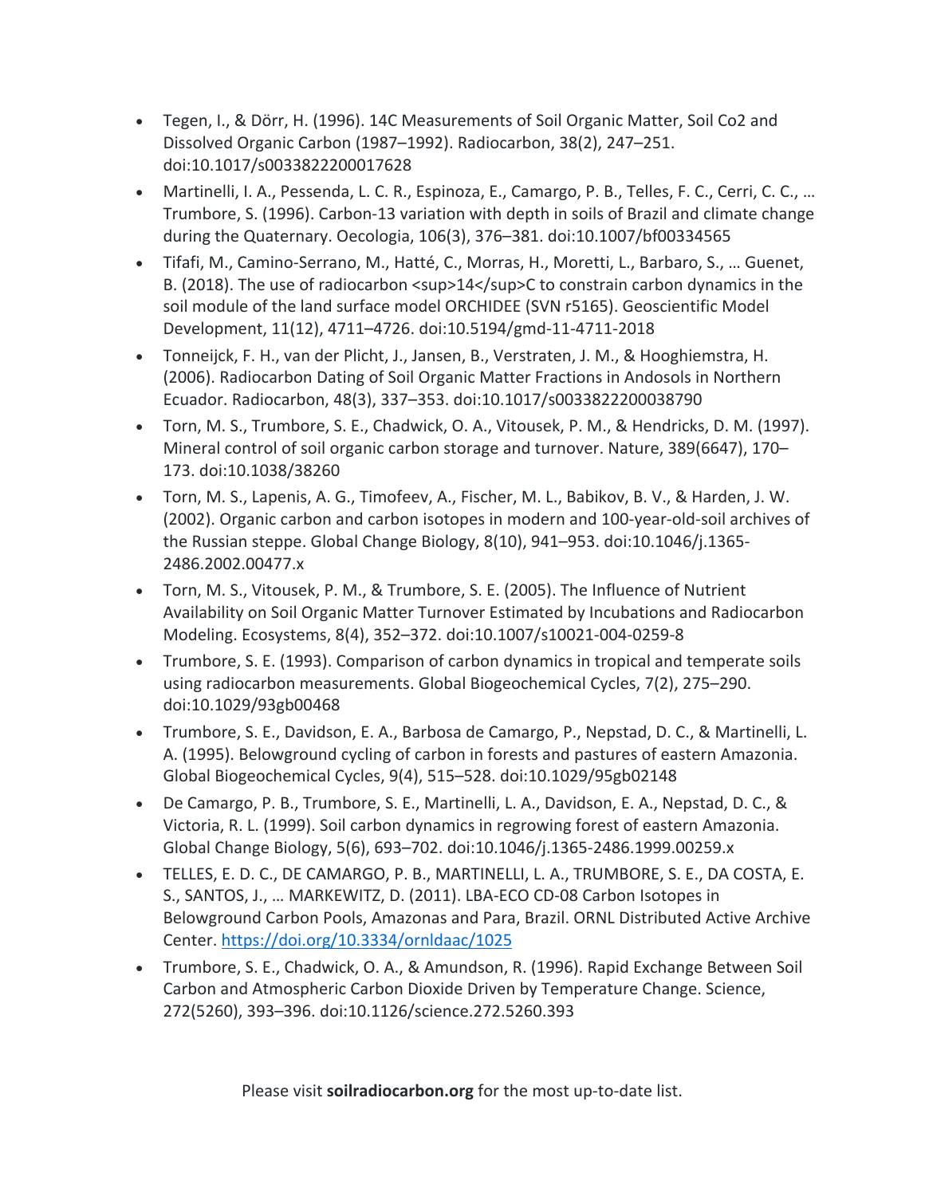- Tegen, I., & Dörr, H. (1996). 14C Measurements of Soil Organic Matter, Soil Co2 and Dissolved Organic Carbon (1987–1992). Radiocarbon, 38(2), 247–251. doi:10.1017/s0033822200017628
- Martinelli, I. A., Pessenda, L. C. R., Espinoza, E., Camargo, P. B., Telles, F. C., Cerri, C. C., … Trumbore, S. (1996). Carbon-13 variation with depth in soils of Brazil and climate change during the Quaternary. Oecologia, 106(3), 376–381. doi:10.1007/bf00334565
- Tifafi, M., Camino-Serrano, M., Hatté, C., Morras, H., Moretti, L., Barbaro, S., … Guenet, B. (2018). The use of radiocarbon <sup>14</sup>C to constrain carbon dynamics in the soil module of the land surface model ORCHIDEE (SVN r5165). Geoscientific Model Development, 11(12), 4711–4726. doi:10.5194/gmd-11-4711-2018
- Tonneijck, F. H., van der Plicht, J., Jansen, B., Verstraten, J. M., & Hooghiemstra, H. (2006). Radiocarbon Dating of Soil Organic Matter Fractions in Andosols in Northern Ecuador. Radiocarbon, 48(3), 337–353. doi:10.1017/s0033822200038790
- Torn, M. S., Trumbore, S. E., Chadwick, O. A., Vitousek, P. M., & Hendricks, D. M. (1997). Mineral control of soil organic carbon storage and turnover. Nature, 389(6647), 170–173. doi:10.1038/38260
- Torn, M. S., Lapenis, A. G., Timofeev, A., Fischer, M. L., Babikov, B. V., & Harden, J. W. (2002). Organic carbon and carbon isotopes in modern and 100-year-old-soil archives of the Russian steppe. Global Change Biology, 8(10), 941–953. doi:10.1046/j.1365-2486.2002.00477.x
- Torn, M. S., Vitousek, P. M., & Trumbore, S. E. (2005). The Influence of Nutrient Availability on Soil Organic Matter Turnover Estimated by Incubations and Radiocarbon Modeling. Ecosystems, 8(4), 352–372. doi:10.1007/s10021-004-0259-8
- Trumbore, S. E. (1993). Comparison of carbon dynamics in tropical and temperate soils using radiocarbon measurements. Global Biogeochemical Cycles, 7(2), 275–290. doi:10.1029/93gb00468
- Trumbore, S. E., Davidson, E. A., Barbosa de Camargo, P., Nepstad, D. C., & Martinelli, L. A. (1995). Belowground cycling of carbon in forests and pastures of eastern Amazonia. Global Biogeochemical Cycles, 9(4), 515–528. doi:10.1029/95gb02148
- De Camargo, P. B., Trumbore, S. E., Martinelli, L. A., Davidson, E. A., Nepstad, D. C., & Victoria, R. L. (1999). Soil carbon dynamics in regrowing forest of eastern Amazonia. Global Change Biology, 5(6), 693–702. doi:10.1046/j.1365-2486.1999.00259.x
- TELLES, E. D. C., DE CAMARGO, P. B., MARTINELLI, L. A., TRUMBORE, S. E., DA COSTA, E. S., SANTOS, J., … MARKEWITZ, D. (2011). LBA-ECO CD-08 Carbon Isotopes in Belowground Carbon Pools, Amazonas and Para, Brazil. ORNL Distributed Active Archive Center. https://doi.org/10.3334/ornldaac/1025
- Trumbore, S. E., Chadwick, O. A., & Amundson, R. (1996). Rapid Exchange Between Soil Carbon and Atmospheric Carbon Dioxide Driven by Temperature Change. Science, 272(5260), 393–396. doi:10.1126/science.272.5260.393

Please visit **soilradiocarbon.org** for the most up-to-date list.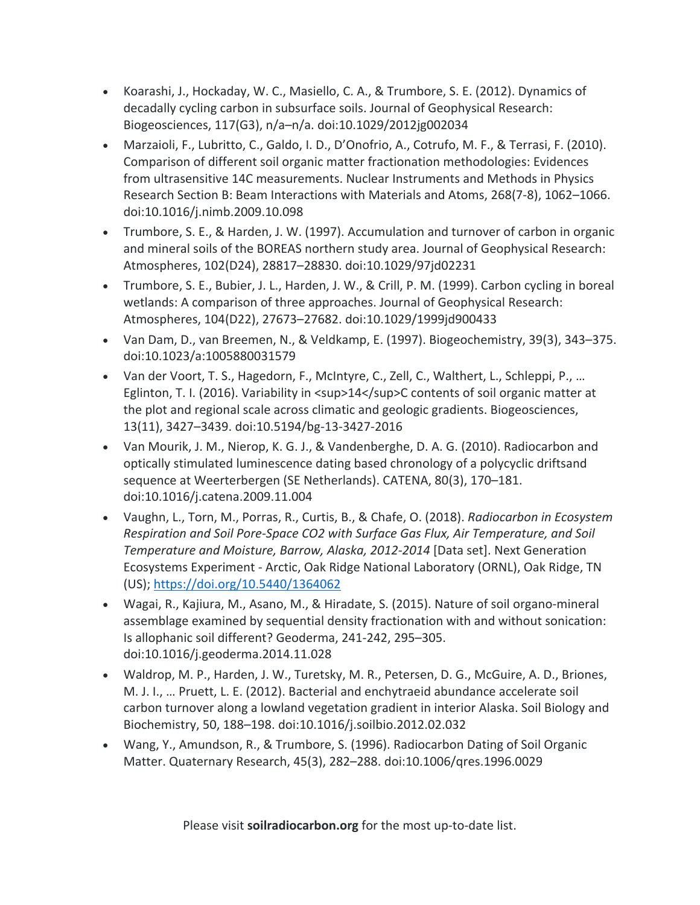- Koarashi, J., Hockaday, W. C., Masiello, C. A., & Trumbore, S. E. (2012). Dynamics of decadally cycling carbon in subsurface soils. Journal of Geophysical Research: Biogeosciences, 117(G3), n/a–n/a. doi:10.1029/2012jg002034
- Marzaioli, F., Lubritto, C., Galdo, I. D., D'Onofrio, A., Cotrufo, M. F., & Terrasi, F. (2010). Comparison of different soil organic matter fractionation methodologies: Evidences from ultrasensitive 14C measurements. Nuclear Instruments and Methods in Physics Research Section B: Beam Interactions with Materials and Atoms, 268(7-8), 1062–1066. doi:10.1016/j.nimb.2009.10.098
- Trumbore, S. E., & Harden, J. W. (1997). Accumulation and turnover of carbon in organic and mineral soils of the BOREAS northern study area. Journal of Geophysical Research: Atmospheres, 102(D24), 28817–28830. doi:10.1029/97jd02231
- Trumbore, S. E., Bubier, J. L., Harden, J. W., & Crill, P. M. (1999). Carbon cycling in boreal wetlands: A comparison of three approaches. Journal of Geophysical Research: Atmospheres, 104(D22), 27673–27682. doi:10.1029/1999jd900433
- Van Dam, D., van Breemen, N., & Veldkamp, E. (1997). Biogeochemistry, 39(3), 343–375. doi:10.1023/a:1005880031579
- Van der Voort, T. S., Hagedorn, F., McIntyre, C., Zell, C., Walthert, L., Schleppi, P., … Eglinton, T. I. (2016). Variability in <sup>14</sup>C contents of soil organic matter at the plot and regional scale across climatic and geologic gradients. Biogeosciences, 13(11), 3427–3439. doi:10.5194/bg-13-3427-2016
- Van Mourik, J. M., Nierop, K. G. J., & Vandenberghe, D. A. G. (2010). Radiocarbon and optically stimulated luminescence dating based chronology of a polycyclic driftsand sequence at Weerterbergen (SE Netherlands). CATENA, 80(3), 170–181. doi:10.1016/j.catena.2009.11.004
- Vaughn, L., Torn, M., Porras, R., Curtis, B., & Chafe, O. (2018). *Radiocarbon in Ecosystem Respiration and Soil Pore-Space CO2 with Surface Gas Flux, Air Temperature, and Soil Temperature and Moisture, Barrow, Alaska, 2012-2014* [Data set]. Next Generation Ecosystems Experiment - Arctic, Oak Ridge National Laboratory (ORNL), Oak Ridge, TN (US); https://doi.org/10.5440/1364062
- Wagai, R., Kajiura, M., Asano, M., & Hiradate, S. (2015). Nature of soil organo-mineral assemblage examined by sequential density fractionation with and without sonication: Is allophanic soil different? Geoderma, 241-242, 295–305. doi:10.1016/j.geoderma.2014.11.028
- Waldrop, M. P., Harden, J. W., Turetsky, M. R., Petersen, D. G., McGuire, A. D., Briones, M. J. I., … Pruett, L. E. (2012). Bacterial and enchytraeid abundance accelerate soil carbon turnover along a lowland vegetation gradient in interior Alaska. Soil Biology and Biochemistry, 50, 188–198. doi:10.1016/j.soilbio.2012.02.032
- Wang, Y., Amundson, R., & Trumbore, S. (1996). Radiocarbon Dating of Soil Organic Matter. Quaternary Research, 45(3), 282–288. doi:10.1006/qres.1996.0029

Please visit **soilradiocarbon.org** for the most up-to-date list.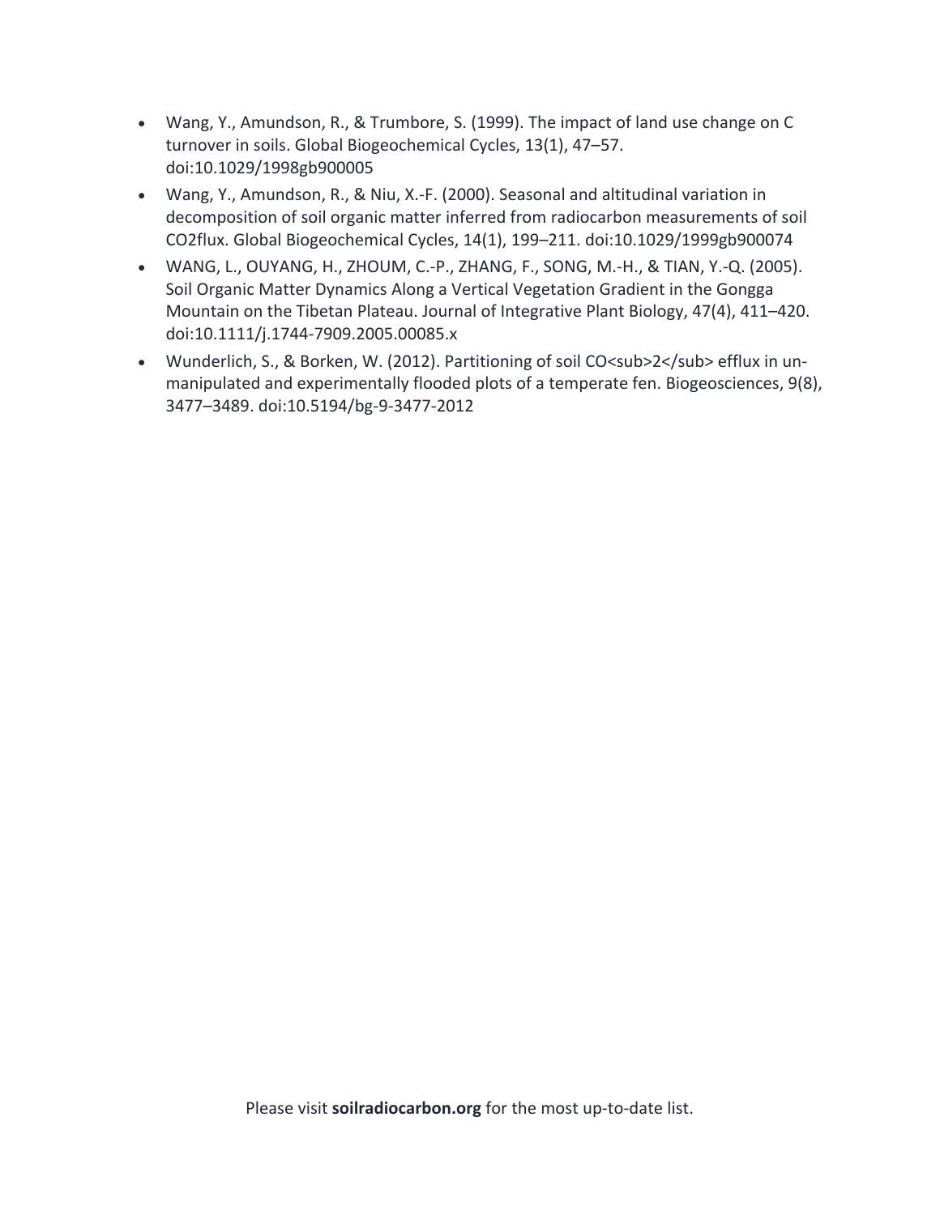- Wang, Y., Amundson, R., & Trumbore, S. (1999). The impact of land use change on C turnover in soils. Global Biogeochemical Cycles, 13(1), 47–57. doi:10.1029/1998gb900005
- Wang, Y., Amundson, R., & Niu, X.-F. (2000). Seasonal and altitudinal variation in decomposition of soil organic matter inferred from radiocarbon measurements of soil CO2flux. Global Biogeochemical Cycles, 14(1), 199–211. doi:10.1029/1999gb900074
- WANG, L., OUYANG, H., ZHOUM, C.-P., ZHANG, F., SONG, M.-H., & TIAN, Y.-Q. (2005). Soil Organic Matter Dynamics Along a Vertical Vegetation Gradient in the Gongga Mountain on the Tibetan Plateau. Journal of Integrative Plant Biology, 47(4), 411–420. doi:10.1111/j.1744-7909.2005.00085.x
- Wunderlich, S., & Borken, W. (2012). Partitioning of soil CO<sub>2</sub> efflux in un-manipulated and experimentally flooded plots of a temperate fen. Biogeosciences, 9(8), 3477–3489. doi:10.5194/bg-9-3477-2012

Please visit **soilradiocarbon.org** for the most up-to-date list.